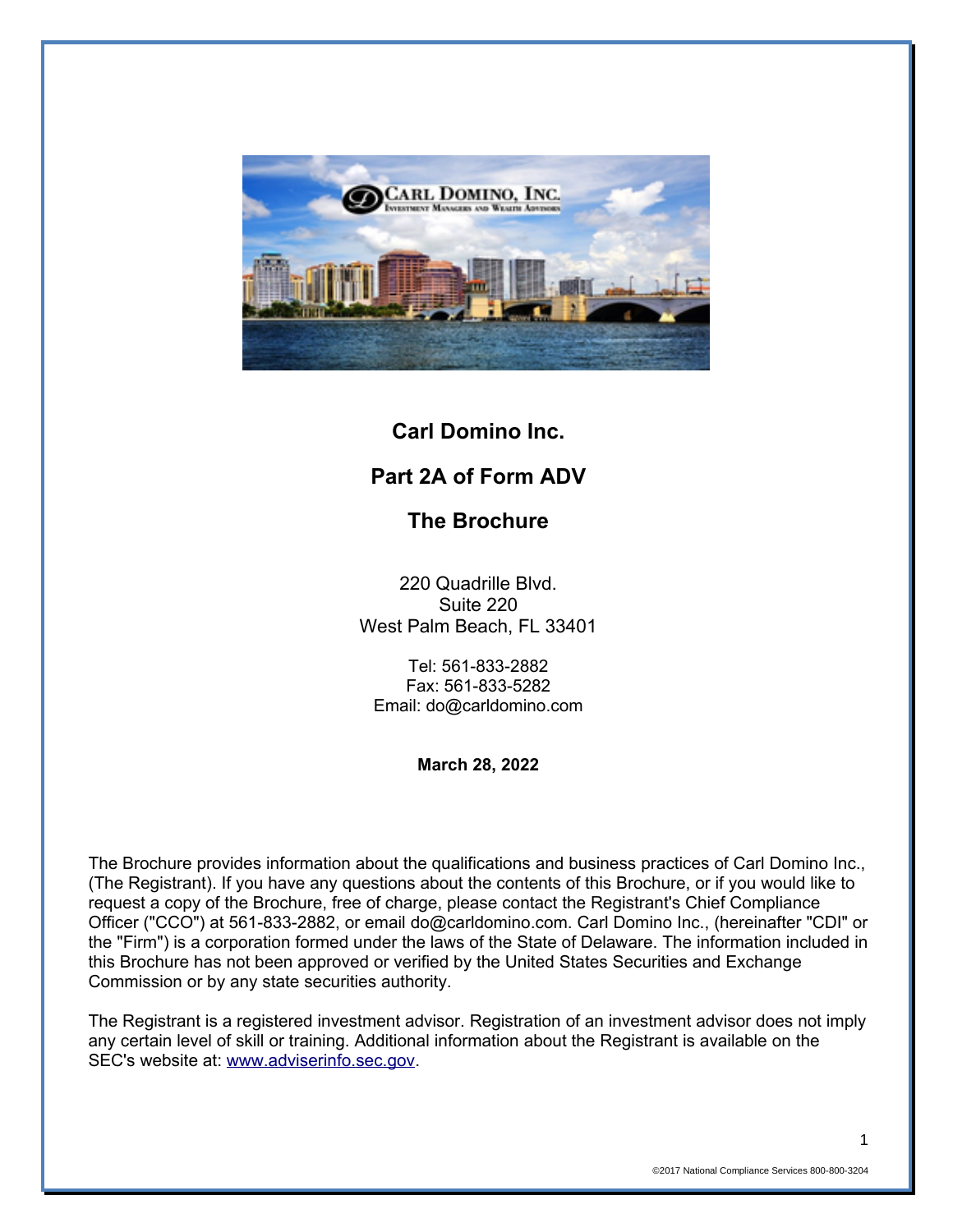# Carl Domino Inc.

## Part 2A of Form ADV

## The Brochure

220 Quadrille Blvd.
Suite 220
West Palm Beach, FL 33401

Tel: 561-833-2882
Fax: 561-833-5282
Email: do@carldomino.com

**March 28, 2022**

The Brochure provides information about the qualifications and business practices of Carl Domino Inc., (The Registrant). If you have any questions about the contents of this Brochure, or if you would like to request a copy of the Brochure, free of charge, please contact the Registrant's Chief Compliance Officer ("CCO") at 561-833-2882, or email do@carldomino.com. Carl Domino Inc., (hereinafter "CDI" or the "Firm") is a corporation formed under the laws of the State of Delaware. The information included in this Brochure has not been approved or verified by the United States Securities and Exchange Commission or by any state securities authority.

The Registrant is a registered investment advisor. Registration of an investment advisor does not imply any certain level of skill or training. Additional information about the Registrant is available on the SEC's website at: [www.adviserinfo.sec.gov](http://www.adviserinfo.sec.gov).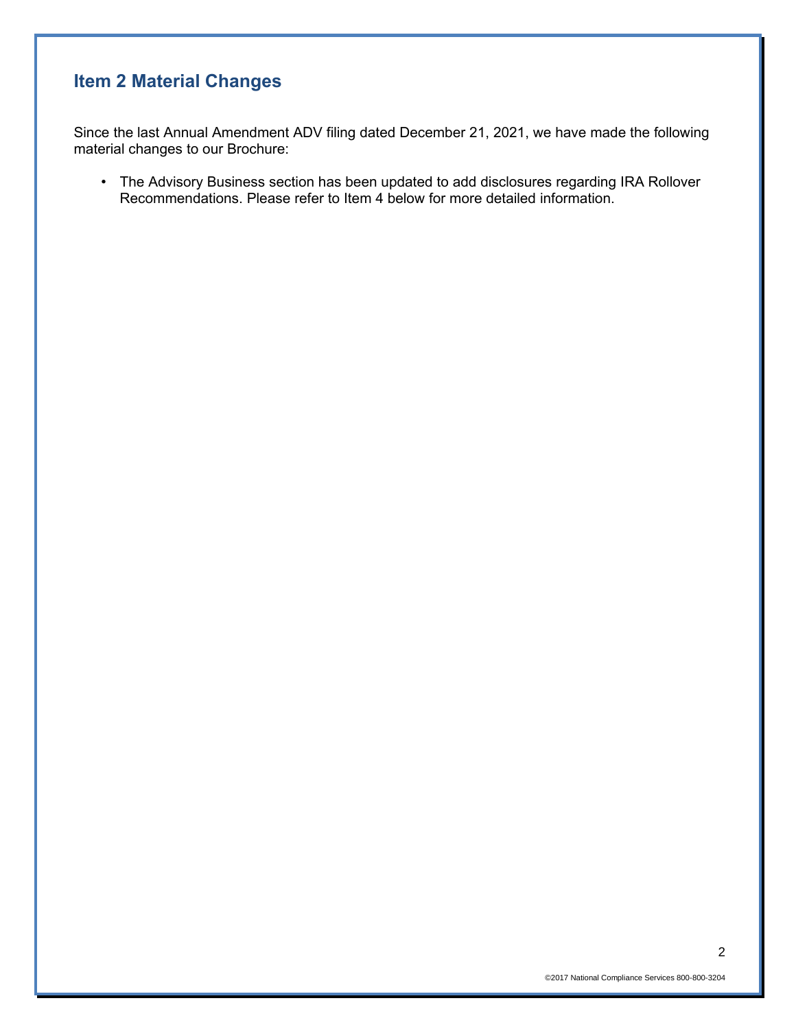## Item 2 Material Changes

Since the last Annual Amendment ADV filing dated December 21, 2021, we have made the following material changes to our Brochure:

- The Advisory Business section has been updated to add disclosures regarding IRA Rollover Recommendations. Please refer to Item 4 below for more detailed information.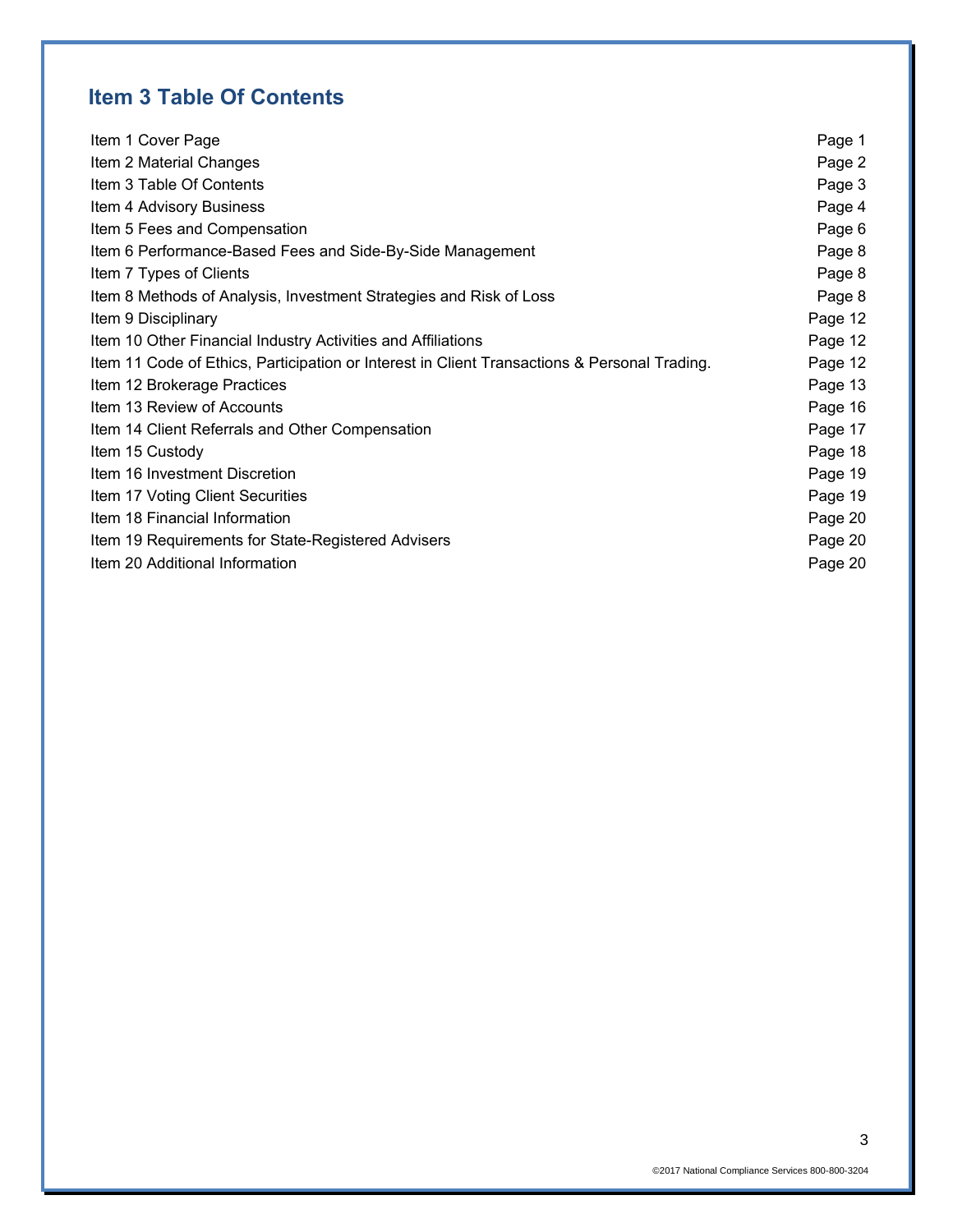## Item 3 Table Of Contents

| | |
|---|---|
| Item 1 Cover Page | Page 1 |
| Item 2 Material Changes | Page 2 |
| Item 3 Table Of Contents | Page 3 |
| Item 4 Advisory Business | Page 4 |
| Item 5 Fees and Compensation | Page 6 |
| Item 6 Performance-Based Fees and Side-By-Side Management | Page 8 |
| Item 7 Types of Clients | Page 8 |
| Item 8 Methods of Analysis, Investment Strategies and Risk of Loss | Page 8 |
| Item 9 Disciplinary | Page 12 |
| Item 10 Other Financial Industry Activities and Affiliations | Page 12 |
| Item 11 Code of Ethics, Participation or Interest in Client Transactions & Personal Trading. | Page 12 |
| Item 12 Brokerage Practices | Page 13 |
| Item 13 Review of Accounts | Page 16 |
| Item 14 Client Referrals and Other Compensation | Page 17 |
| Item 15 Custody | Page 18 |
| Item 16 Investment Discretion | Page 19 |
| Item 17 Voting Client Securities | Page 19 |
| Item 18 Financial Information | Page 20 |
| Item 19 Requirements for State-Registered Advisers | Page 20 |
| Item 20 Additional Information | Page 20 |

©2017 National Compliance Services 800-800-3204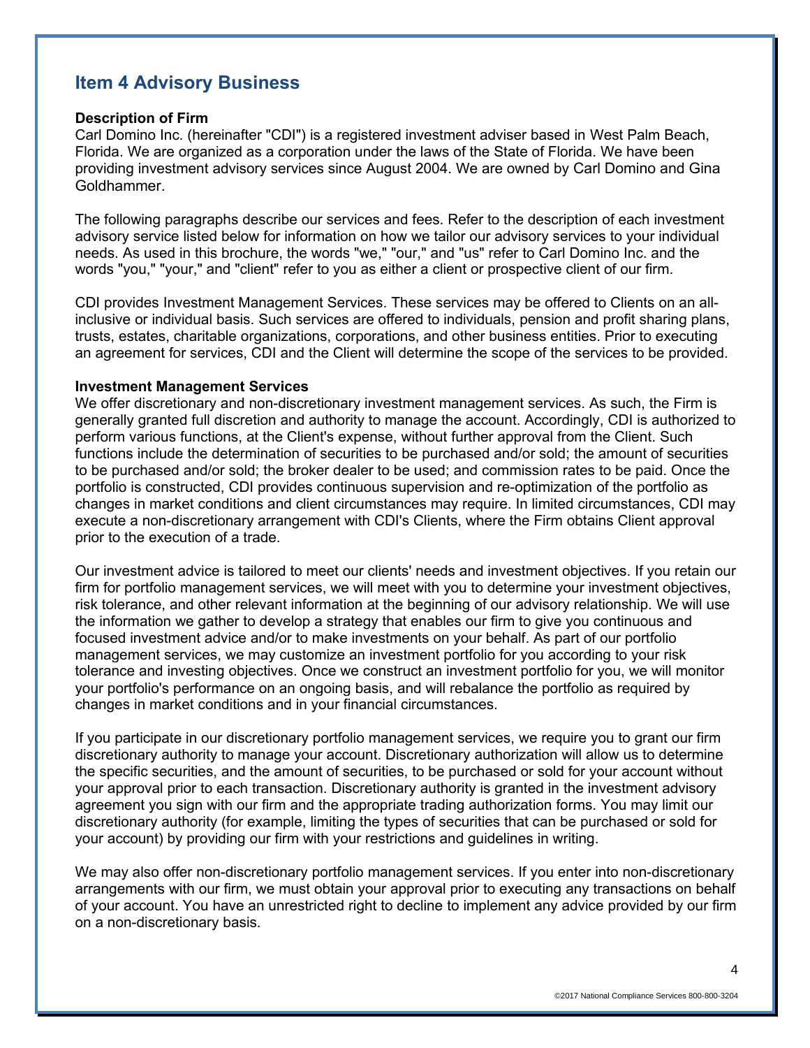## Item 4 Advisory Business

**Description of Firm**

Carl Domino Inc. (hereinafter "CDI") is a registered investment adviser based in West Palm Beach, Florida. We are organized as a corporation under the laws of the State of Florida. We have been providing investment advisory services since August 2004. We are owned by Carl Domino and Gina Goldhammer.

The following paragraphs describe our services and fees. Refer to the description of each investment advisory service listed below for information on how we tailor our advisory services to your individual needs. As used in this brochure, the words "we," "our," and "us" refer to Carl Domino Inc. and the words "you," "your," and "client" refer to you as either a client or prospective client of our firm.

CDI provides Investment Management Services. These services may be offered to Clients on an all-inclusive or individual basis. Such services are offered to individuals, pension and profit sharing plans, trusts, estates, charitable organizations, corporations, and other business entities. Prior to executing an agreement for services, CDI and the Client will determine the scope of the services to be provided.

**Investment Management Services**

We offer discretionary and non-discretionary investment management services. As such, the Firm is generally granted full discretion and authority to manage the account. Accordingly, CDI is authorized to perform various functions, at the Client's expense, without further approval from the Client. Such functions include the determination of securities to be purchased and/or sold; the amount of securities to be purchased and/or sold; the broker dealer to be used; and commission rates to be paid. Once the portfolio is constructed, CDI provides continuous supervision and re-optimization of the portfolio as changes in market conditions and client circumstances may require. In limited circumstances, CDI may execute a non-discretionary arrangement with CDI's Clients, where the Firm obtains Client approval prior to the execution of a trade.

Our investment advice is tailored to meet our clients' needs and investment objectives. If you retain our firm for portfolio management services, we will meet with you to determine your investment objectives, risk tolerance, and other relevant information at the beginning of our advisory relationship. We will use the information we gather to develop a strategy that enables our firm to give you continuous and focused investment advice and/or to make investments on your behalf. As part of our portfolio management services, we may customize an investment portfolio for you according to your risk tolerance and investing objectives. Once we construct an investment portfolio for you, we will monitor your portfolio's performance on an ongoing basis, and will rebalance the portfolio as required by changes in market conditions and in your financial circumstances.

If you participate in our discretionary portfolio management services, we require you to grant our firm discretionary authority to manage your account. Discretionary authorization will allow us to determine the specific securities, and the amount of securities, to be purchased or sold for your account without your approval prior to each transaction. Discretionary authority is granted in the investment advisory agreement you sign with our firm and the appropriate trading authorization forms. You may limit our discretionary authority (for example, limiting the types of securities that can be purchased or sold for your account) by providing our firm with your restrictions and guidelines in writing.

We may also offer non-discretionary portfolio management services. If you enter into non-discretionary arrangements with our firm, we must obtain your approval prior to executing any transactions on behalf of your account. You have an unrestricted right to decline to implement any advice provided by our firm on a non-discretionary basis.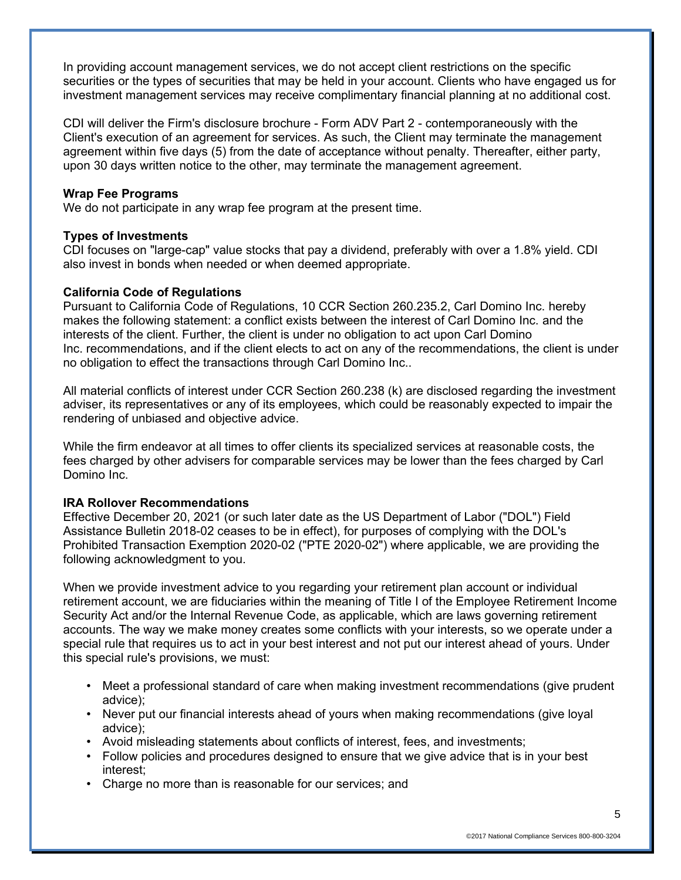In providing account management services, we do not accept client restrictions on the specific securities or the types of securities that may be held in your account. Clients who have engaged us for investment management services may receive complimentary financial planning at no additional cost.

CDI will deliver the Firm's disclosure brochure - Form ADV Part 2 - contemporaneously with the Client's execution of an agreement for services. As such, the Client may terminate the management agreement within five days (5) from the date of acceptance without penalty. Thereafter, either party, upon 30 days written notice to the other, may terminate the management agreement.

**Wrap Fee Programs**
We do not participate in any wrap fee program at the present time.

**Types of Investments**
CDI focuses on "large-cap" value stocks that pay a dividend, preferably with over a 1.8% yield. CDI also invest in bonds when needed or when deemed appropriate.

**California Code of Regulations**
Pursuant to California Code of Regulations, 10 CCR Section 260.235.2, Carl Domino Inc. hereby makes the following statement: a conflict exists between the interest of Carl Domino Inc. and the interests of the client. Further, the client is under no obligation to act upon Carl Domino Inc. recommendations, and if the client elects to act on any of the recommendations, the client is under no obligation to effect the transactions through Carl Domino Inc..

All material conflicts of interest under CCR Section 260.238 (k) are disclosed regarding the investment adviser, its representatives or any of its employees, which could be reasonably expected to impair the rendering of unbiased and objective advice.

While the firm endeavor at all times to offer clients its specialized services at reasonable costs, the fees charged by other advisers for comparable services may be lower than the fees charged by Carl Domino Inc.

**IRA Rollover Recommendations**
Effective December 20, 2021 (or such later date as the US Department of Labor ("DOL") Field Assistance Bulletin 2018-02 ceases to be in effect), for purposes of complying with the DOL's Prohibited Transaction Exemption 2020-02 ("PTE 2020-02") where applicable, we are providing the following acknowledgment to you.

When we provide investment advice to you regarding your retirement plan account or individual retirement account, we are fiduciaries within the meaning of Title I of the Employee Retirement Income Security Act and/or the Internal Revenue Code, as applicable, which are laws governing retirement accounts. The way we make money creates some conflicts with your interests, so we operate under a special rule that requires us to act in your best interest and not put our interest ahead of yours. Under this special rule's provisions, we must:

- Meet a professional standard of care when making investment recommendations (give prudent advice);
- Never put our financial interests ahead of yours when making recommendations (give loyal advice);
- Avoid misleading statements about conflicts of interest, fees, and investments;
- Follow policies and procedures designed to ensure that we give advice that is in your best interest;
- Charge no more than is reasonable for our services; and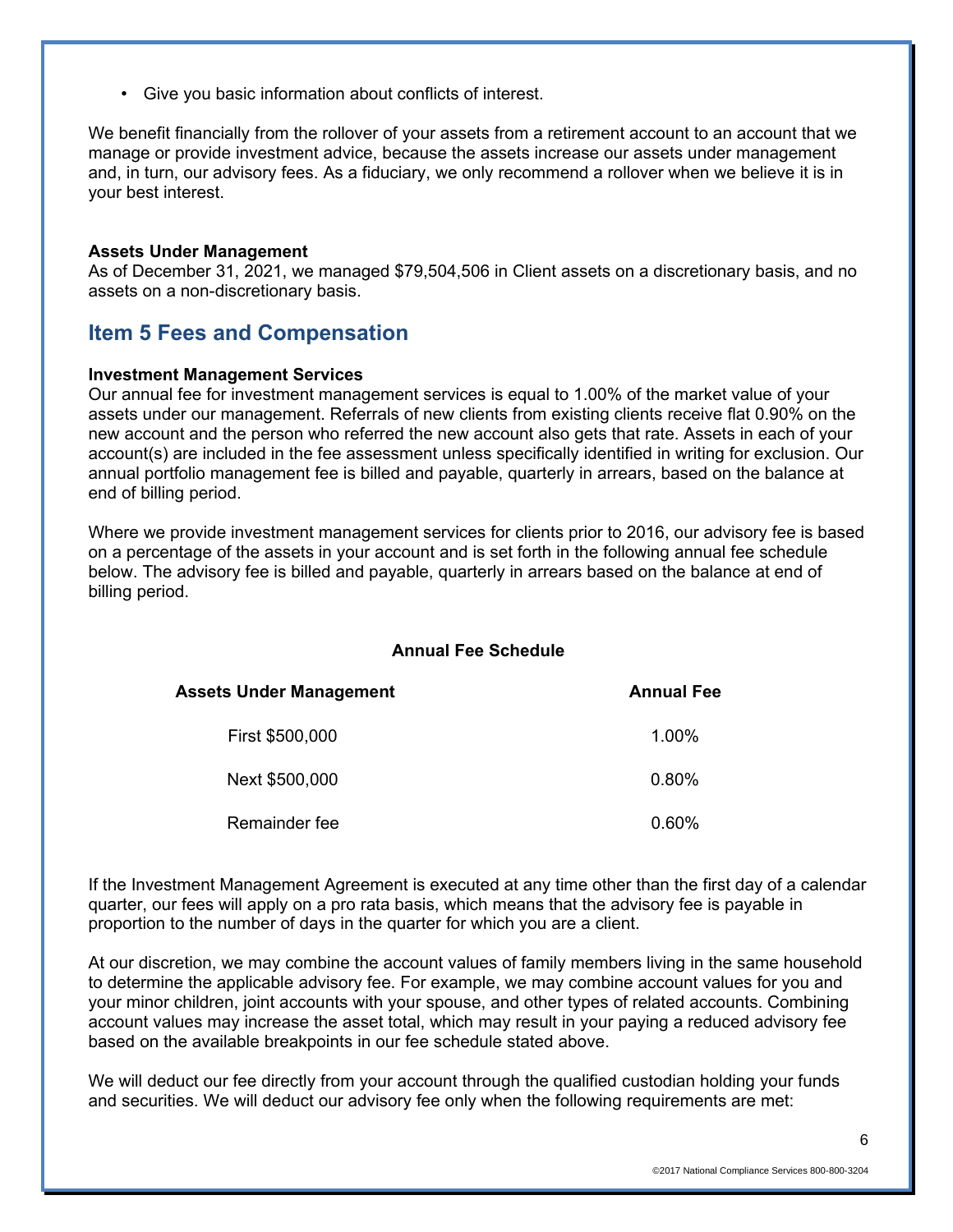- Give you basic information about conflicts of interest.

We benefit financially from the rollover of your assets from a retirement account to an account that we manage or provide investment advice, because the assets increase our assets under management and, in turn, our advisory fees. As a fiduciary, we only recommend a rollover when we believe it is in your best interest.

**Assets Under Management**

As of December 31, 2021, we managed $79,504,506 in Client assets on a discretionary basis, and no assets on a non-discretionary basis.

## Item 5 Fees and Compensation

**Investment Management Services**

Our annual fee for investment management services is equal to 1.00% of the market value of your assets under our management. Referrals of new clients from existing clients receive flat 0.90% on the new account and the person who referred the new account also gets that rate. Assets in each of your account(s) are included in the fee assessment unless specifically identified in writing for exclusion. Our annual portfolio management fee is billed and payable, quarterly in arrears, based on the balance at end of billing period.

Where we provide investment management services for clients prior to 2016, our advisory fee is based on a percentage of the assets in your account and is set forth in the following annual fee schedule below. The advisory fee is billed and payable, quarterly in arrears based on the balance at end of billing period.

**Annual Fee Schedule**

| Assets Under Management | Annual Fee |
|---|---|
| First $500,000 | 1.00% |
| Next $500,000 | 0.80% |
| Remainder fee | 0.60% |

If the Investment Management Agreement is executed at any time other than the first day of a calendar quarter, our fees will apply on a pro rata basis, which means that the advisory fee is payable in proportion to the number of days in the quarter for which you are a client.

At our discretion, we may combine the account values of family members living in the same household to determine the applicable advisory fee. For example, we may combine account values for you and your minor children, joint accounts with your spouse, and other types of related accounts. Combining account values may increase the asset total, which may result in your paying a reduced advisory fee based on the available breakpoints in our fee schedule stated above.

We will deduct our fee directly from your account through the qualified custodian holding your funds and securities. We will deduct our advisory fee only when the following requirements are met: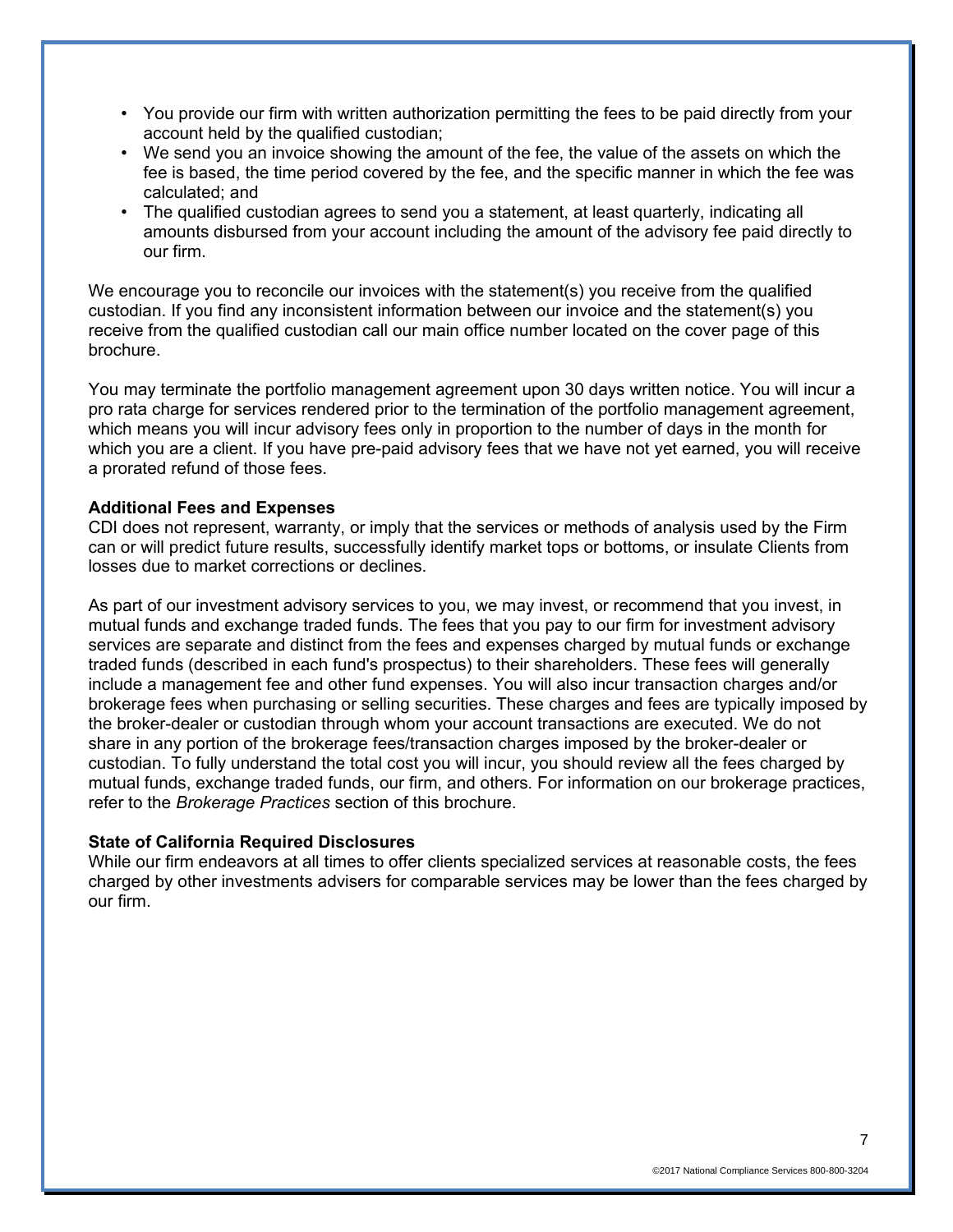- You provide our firm with written authorization permitting the fees to be paid directly from your account held by the qualified custodian;
- We send you an invoice showing the amount of the fee, the value of the assets on which the fee is based, the time period covered by the fee, and the specific manner in which the fee was calculated; and
- The qualified custodian agrees to send you a statement, at least quarterly, indicating all amounts disbursed from your account including the amount of the advisory fee paid directly to our firm.

We encourage you to reconcile our invoices with the statement(s) you receive from the qualified custodian. If you find any inconsistent information between our invoice and the statement(s) you receive from the qualified custodian call our main office number located on the cover page of this brochure.

You may terminate the portfolio management agreement upon 30 days written notice. You will incur a pro rata charge for services rendered prior to the termination of the portfolio management agreement, which means you will incur advisory fees only in proportion to the number of days in the month for which you are a client. If you have pre-paid advisory fees that we have not yet earned, you will receive a prorated refund of those fees.

**Additional Fees and Expenses**

CDI does not represent, warranty, or imply that the services or methods of analysis used by the Firm can or will predict future results, successfully identify market tops or bottoms, or insulate Clients from losses due to market corrections or declines.

As part of our investment advisory services to you, we may invest, or recommend that you invest, in mutual funds and exchange traded funds. The fees that you pay to our firm for investment advisory services are separate and distinct from the fees and expenses charged by mutual funds or exchange traded funds (described in each fund's prospectus) to their shareholders. These fees will generally include a management fee and other fund expenses. You will also incur transaction charges and/or brokerage fees when purchasing or selling securities. These charges and fees are typically imposed by the broker-dealer or custodian through whom your account transactions are executed. We do not share in any portion of the brokerage fees/transaction charges imposed by the broker-dealer or custodian. To fully understand the total cost you will incur, you should review all the fees charged by mutual funds, exchange traded funds, our firm, and others. For information on our brokerage practices, refer to the *Brokerage Practices* section of this brochure.

**State of California Required Disclosures**

While our firm endeavors at all times to offer clients specialized services at reasonable costs, the fees charged by other investments advisers for comparable services may be lower than the fees charged by our firm.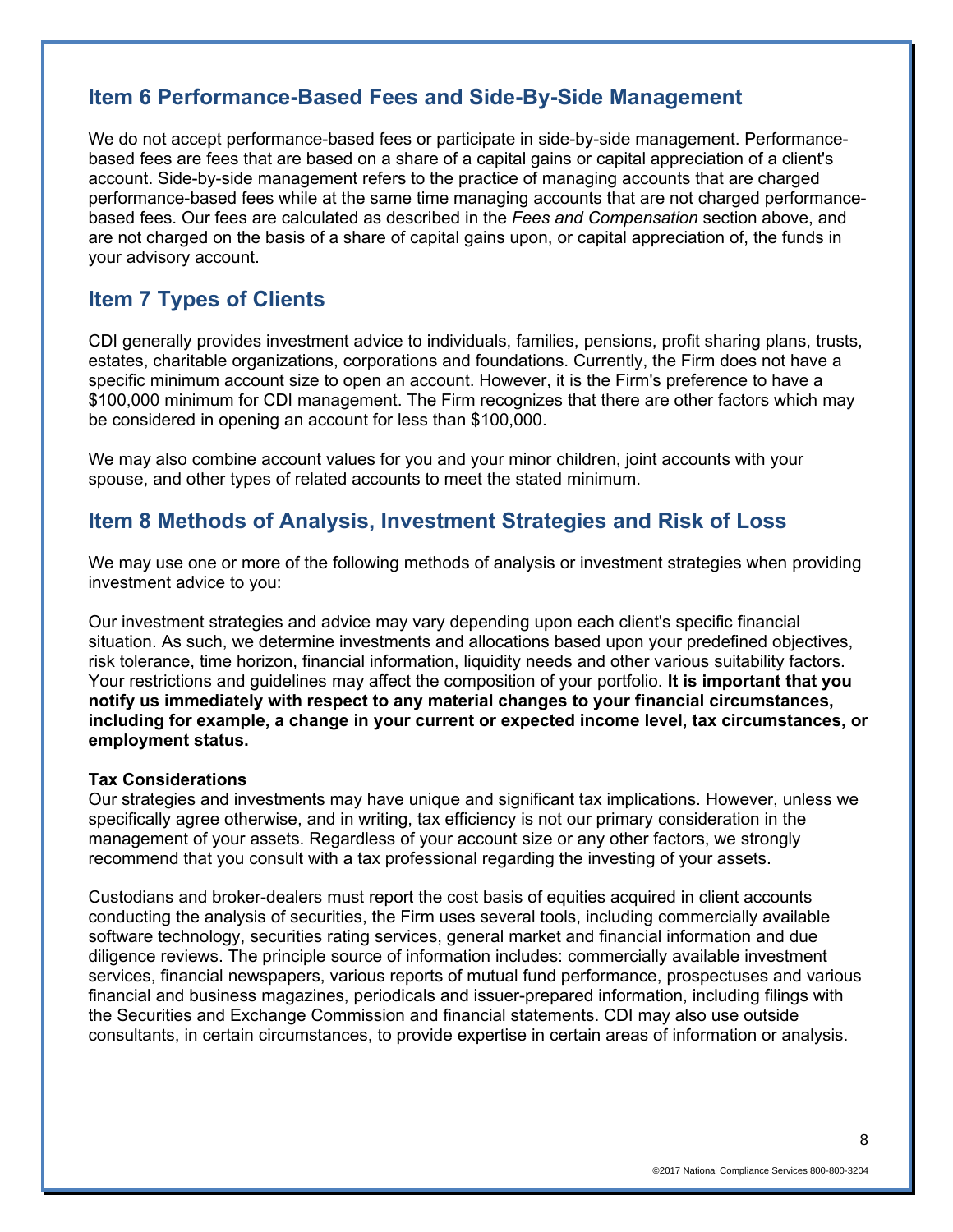## Item 6 Performance-Based Fees and Side-By-Side Management

We do not accept performance-based fees or participate in side-by-side management. Performance-based fees are fees that are based on a share of a capital gains or capital appreciation of a client's account. Side-by-side management refers to the practice of managing accounts that are charged performance-based fees while at the same time managing accounts that are not charged performance-based fees. Our fees are calculated as described in the *Fees and Compensation* section above, and are not charged on the basis of a share of capital gains upon, or capital appreciation of, the funds in your advisory account.

## Item 7 Types of Clients

CDI generally provides investment advice to individuals, families, pensions, profit sharing plans, trusts, estates, charitable organizations, corporations and foundations. Currently, the Firm does not have a specific minimum account size to open an account. However, it is the Firm's preference to have a $100,000 minimum for CDI management. The Firm recognizes that there are other factors which may be considered in opening an account for less than $100,000.

We may also combine account values for you and your minor children, joint accounts with your spouse, and other types of related accounts to meet the stated minimum.

## Item 8 Methods of Analysis, Investment Strategies and Risk of Loss

We may use one or more of the following methods of analysis or investment strategies when providing investment advice to you:

Our investment strategies and advice may vary depending upon each client's specific financial situation. As such, we determine investments and allocations based upon your predefined objectives, risk tolerance, time horizon, financial information, liquidity needs and other various suitability factors. Your restrictions and guidelines may affect the composition of your portfolio. **It is important that you notify us immediately with respect to any material changes to your financial circumstances, including for example, a change in your current or expected income level, tax circumstances, or employment status.**

**Tax Considerations**
Our strategies and investments may have unique and significant tax implications. However, unless we specifically agree otherwise, and in writing, tax efficiency is not our primary consideration in the management of your assets. Regardless of your account size or any other factors, we strongly recommend that you consult with a tax professional regarding the investing of your assets.

Custodians and broker-dealers must report the cost basis of equities acquired in client accounts conducting the analysis of securities, the Firm uses several tools, including commercially available software technology, securities rating services, general market and financial information and due diligence reviews. The principle source of information includes: commercially available investment services, financial newspapers, various reports of mutual fund performance, prospectuses and various financial and business magazines, periodicals and issuer-prepared information, including filings with the Securities and Exchange Commission and financial statements. CDI may also use outside consultants, in certain circumstances, to provide expertise in certain areas of information or analysis.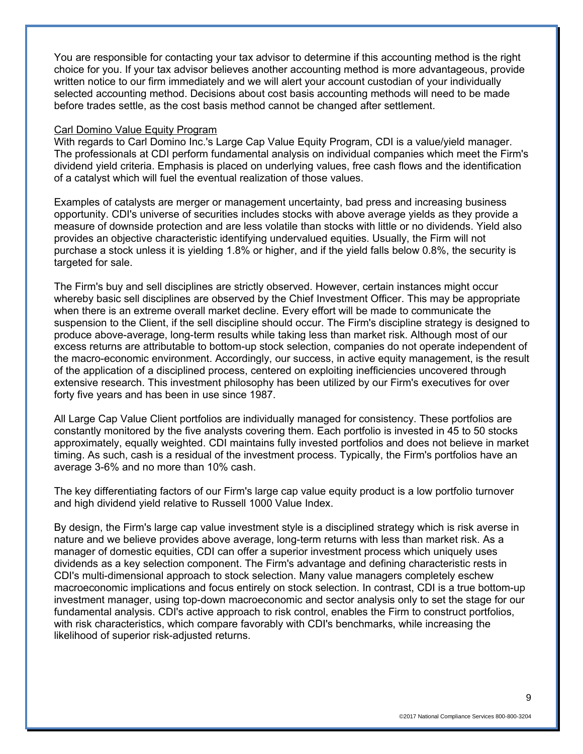You are responsible for contacting your tax advisor to determine if this accounting method is the right choice for you. If your tax advisor believes another accounting method is more advantageous, provide written notice to our firm immediately and we will alert your account custodian of your individually selected accounting method. Decisions about cost basis accounting methods will need to be made before trades settle, as the cost basis method cannot be changed after settlement.

<u>Carl Domino Value Equity Program</u>

With regards to Carl Domino Inc.'s Large Cap Value Equity Program, CDI is a value/yield manager. The professionals at CDI perform fundamental analysis on individual companies which meet the Firm's dividend yield criteria. Emphasis is placed on underlying values, free cash flows and the identification of a catalyst which will fuel the eventual realization of those values.

Examples of catalysts are merger or management uncertainty, bad press and increasing business opportunity. CDI's universe of securities includes stocks with above average yields as they provide a measure of downside protection and are less volatile than stocks with little or no dividends. Yield also provides an objective characteristic identifying undervalued equities. Usually, the Firm will not purchase a stock unless it is yielding 1.8% or higher, and if the yield falls below 0.8%, the security is targeted for sale.

The Firm's buy and sell disciplines are strictly observed. However, certain instances might occur whereby basic sell disciplines are observed by the Chief Investment Officer. This may be appropriate when there is an extreme overall market decline. Every effort will be made to communicate the suspension to the Client, if the sell discipline should occur. The Firm's discipline strategy is designed to produce above-average, long-term results while taking less than market risk. Although most of our excess returns are attributable to bottom-up stock selection, companies do not operate independent of the macro-economic environment. Accordingly, our success, in active equity management, is the result of the application of a disciplined process, centered on exploiting inefficiencies uncovered through extensive research. This investment philosophy has been utilized by our Firm's executives for over forty five years and has been in use since 1987.

All Large Cap Value Client portfolios are individually managed for consistency. These portfolios are constantly monitored by the five analysts covering them. Each portfolio is invested in 45 to 50 stocks approximately, equally weighted. CDI maintains fully invested portfolios and does not believe in market timing. As such, cash is a residual of the investment process. Typically, the Firm's portfolios have an average 3-6% and no more than 10% cash.

The key differentiating factors of our Firm's large cap value equity product is a low portfolio turnover and high dividend yield relative to Russell 1000 Value Index.

By design, the Firm's large cap value investment style is a disciplined strategy which is risk averse in nature and we believe provides above average, long-term returns with less than market risk. As a manager of domestic equities, CDI can offer a superior investment process which uniquely uses dividends as a key selection component. The Firm's advantage and defining characteristic rests in CDI's multi-dimensional approach to stock selection. Many value managers completely eschew macroeconomic implications and focus entirely on stock selection. In contrast, CDI is a true bottom-up investment manager, using top-down macroeconomic and sector analysis only to set the stage for our fundamental analysis. CDI's active approach to risk control, enables the Firm to construct portfolios, with risk characteristics, which compare favorably with CDI's benchmarks, while increasing the likelihood of superior risk-adjusted returns.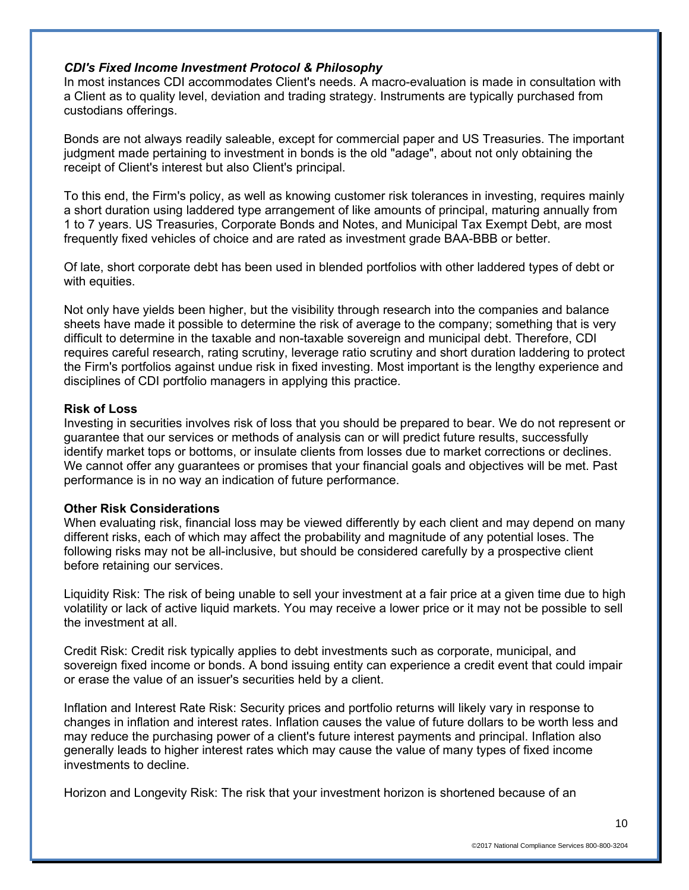***CDI's Fixed Income Investment Protocol & Philosophy***

In most instances CDI accommodates Client's needs. A macro-evaluation is made in consultation with a Client as to quality level, deviation and trading strategy. Instruments are typically purchased from custodians offerings.

Bonds are not always readily saleable, except for commercial paper and US Treasuries. The important judgment made pertaining to investment in bonds is the old "adage", about not only obtaining the receipt of Client's interest but also Client's principal.

To this end, the Firm's policy, as well as knowing customer risk tolerances in investing, requires mainly a short duration using laddered type arrangement of like amounts of principal, maturing annually from 1 to 7 years. US Treasuries, Corporate Bonds and Notes, and Municipal Tax Exempt Debt, are most frequently fixed vehicles of choice and are rated as investment grade BAA-BBB or better.

Of late, short corporate debt has been used in blended portfolios with other laddered types of debt or with equities.

Not only have yields been higher, but the visibility through research into the companies and balance sheets have made it possible to determine the risk of average to the company; something that is very difficult to determine in the taxable and non-taxable sovereign and municipal debt. Therefore, CDI requires careful research, rating scrutiny, leverage ratio scrutiny and short duration laddering to protect the Firm's portfolios against undue risk in fixed investing. Most important is the lengthy experience and disciplines of CDI portfolio managers in applying this practice.

**Risk of Loss**

Investing in securities involves risk of loss that you should be prepared to bear. We do not represent or guarantee that our services or methods of analysis can or will predict future results, successfully identify market tops or bottoms, or insulate clients from losses due to market corrections or declines. We cannot offer any guarantees or promises that your financial goals and objectives will be met. Past performance is in no way an indication of future performance.

**Other Risk Considerations**

When evaluating risk, financial loss may be viewed differently by each client and may depend on many different risks, each of which may affect the probability and magnitude of any potential loses. The following risks may not be all-inclusive, but should be considered carefully by a prospective client before retaining our services.

Liquidity Risk: The risk of being unable to sell your investment at a fair price at a given time due to high volatility or lack of active liquid markets. You may receive a lower price or it may not be possible to sell the investment at all.

Credit Risk: Credit risk typically applies to debt investments such as corporate, municipal, and sovereign fixed income or bonds. A bond issuing entity can experience a credit event that could impair or erase the value of an issuer's securities held by a client.

Inflation and Interest Rate Risk: Security prices and portfolio returns will likely vary in response to changes in inflation and interest rates. Inflation causes the value of future dollars to be worth less and may reduce the purchasing power of a client's future interest payments and principal. Inflation also generally leads to higher interest rates which may cause the value of many types of fixed income investments to decline.

Horizon and Longevity Risk: The risk that your investment horizon is shortened because of an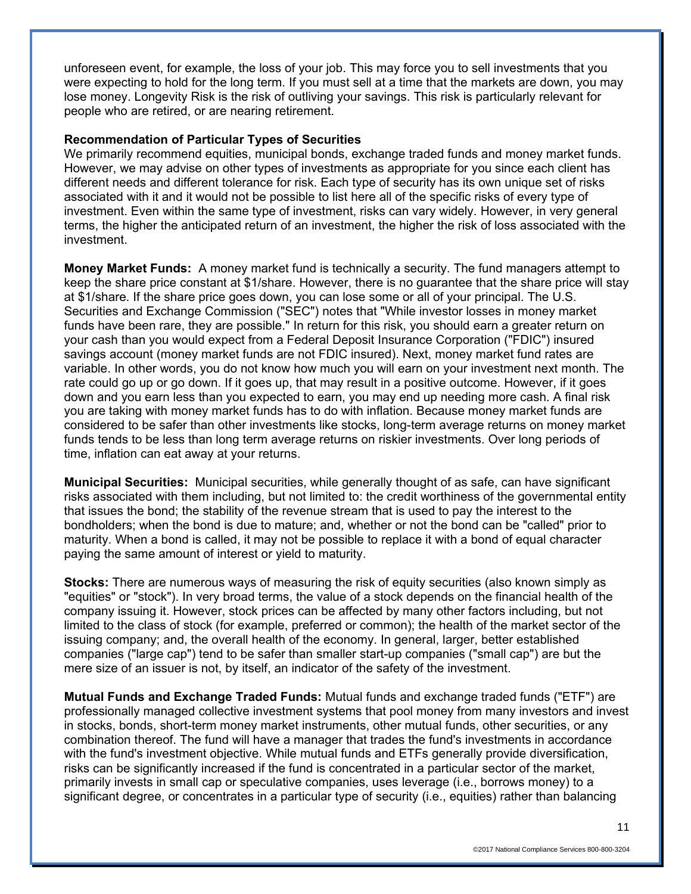unforeseen event, for example, the loss of your job. This may force you to sell investments that you were expecting to hold for the long term. If you must sell at a time that the markets are down, you may lose money. Longevity Risk is the risk of outliving your savings. This risk is particularly relevant for people who are retired, or are nearing retirement.

**Recommendation of Particular Types of Securities**

We primarily recommend equities, municipal bonds, exchange traded funds and money market funds. However, we may advise on other types of investments as appropriate for you since each client has different needs and different tolerance for risk. Each type of security has its own unique set of risks associated with it and it would not be possible to list here all of the specific risks of every type of investment. Even within the same type of investment, risks can vary widely. However, in very general terms, the higher the anticipated return of an investment, the higher the risk of loss associated with the investment.

**Money Market Funds:** A money market fund is technically a security. The fund managers attempt to keep the share price constant at $1/share. However, there is no guarantee that the share price will stay at $1/share. If the share price goes down, you can lose some or all of your principal. The U.S. Securities and Exchange Commission ("SEC") notes that "While investor losses in money market funds have been rare, they are possible." In return for this risk, you should earn a greater return on your cash than you would expect from a Federal Deposit Insurance Corporation ("FDIC") insured savings account (money market funds are not FDIC insured). Next, money market fund rates are variable. In other words, you do not know how much you will earn on your investment next month. The rate could go up or go down. If it goes up, that may result in a positive outcome. However, if it goes down and you earn less than you expected to earn, you may end up needing more cash. A final risk you are taking with money market funds has to do with inflation. Because money market funds are considered to be safer than other investments like stocks, long-term average returns on money market funds tends to be less than long term average returns on riskier investments. Over long periods of time, inflation can eat away at your returns.

**Municipal Securities:** Municipal securities, while generally thought of as safe, can have significant risks associated with them including, but not limited to: the credit worthiness of the governmental entity that issues the bond; the stability of the revenue stream that is used to pay the interest to the bondholders; when the bond is due to mature; and, whether or not the bond can be "called" prior to maturity. When a bond is called, it may not be possible to replace it with a bond of equal character paying the same amount of interest or yield to maturity.

**Stocks:** There are numerous ways of measuring the risk of equity securities (also known simply as "equities" or "stock"). In very broad terms, the value of a stock depends on the financial health of the company issuing it. However, stock prices can be affected by many other factors including, but not limited to the class of stock (for example, preferred or common); the health of the market sector of the issuing company; and, the overall health of the economy. In general, larger, better established companies ("large cap") tend to be safer than smaller start-up companies ("small cap") are but the mere size of an issuer is not, by itself, an indicator of the safety of the investment.

**Mutual Funds and Exchange Traded Funds:** Mutual funds and exchange traded funds ("ETF") are professionally managed collective investment systems that pool money from many investors and invest in stocks, bonds, short-term money market instruments, other mutual funds, other securities, or any combination thereof. The fund will have a manager that trades the fund's investments in accordance with the fund's investment objective. While mutual funds and ETFs generally provide diversification, risks can be significantly increased if the fund is concentrated in a particular sector of the market, primarily invests in small cap or speculative companies, uses leverage (i.e., borrows money) to a significant degree, or concentrates in a particular type of security (i.e., equities) rather than balancing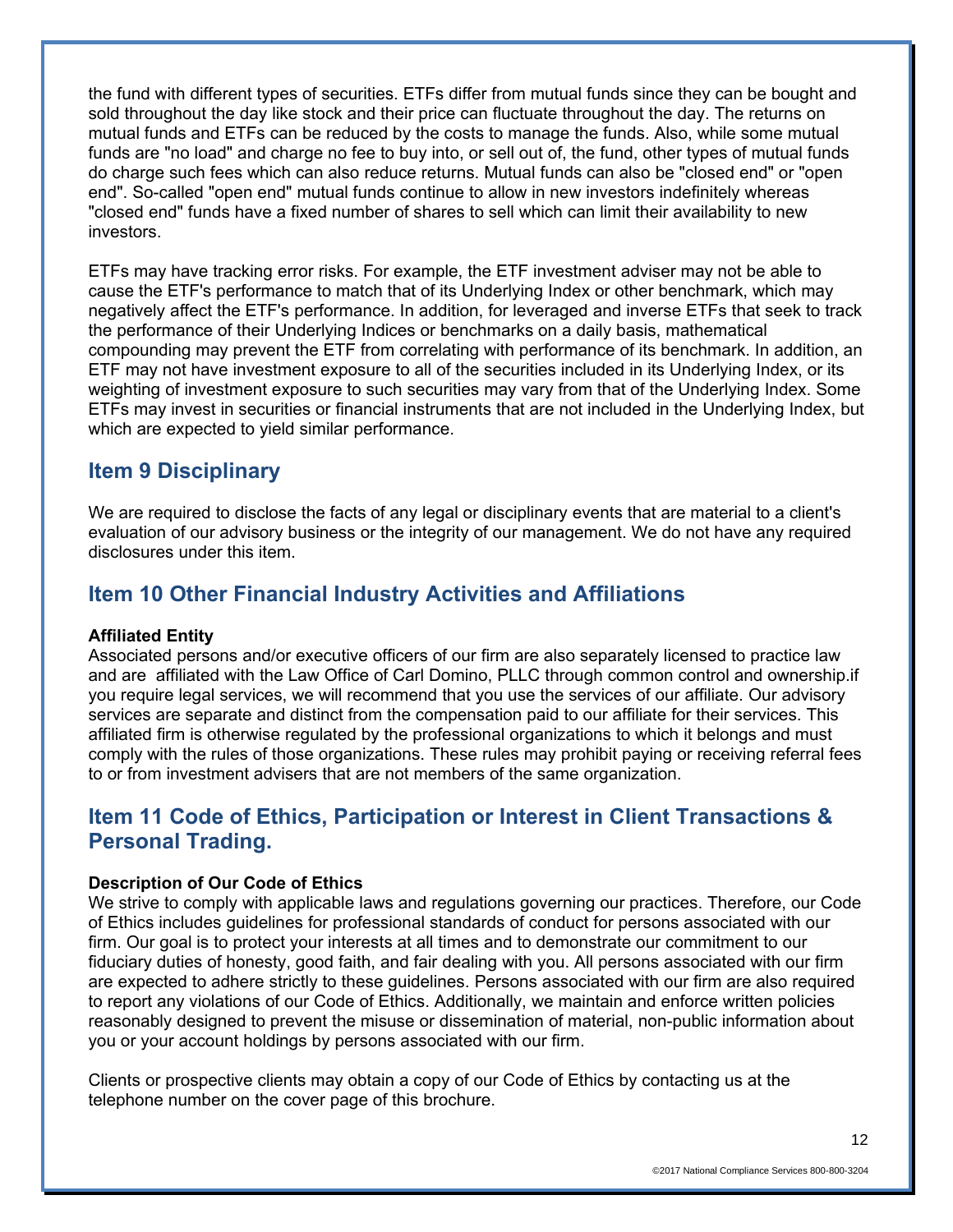the fund with different types of securities. ETFs differ from mutual funds since they can be bought and sold throughout the day like stock and their price can fluctuate throughout the day. The returns on mutual funds and ETFs can be reduced by the costs to manage the funds. Also, while some mutual funds are "no load" and charge no fee to buy into, or sell out of, the fund, other types of mutual funds do charge such fees which can also reduce returns. Mutual funds can also be "closed end" or "open end". So-called "open end" mutual funds continue to allow in new investors indefinitely whereas "closed end" funds have a fixed number of shares to sell which can limit their availability to new investors.

ETFs may have tracking error risks. For example, the ETF investment adviser may not be able to cause the ETF's performance to match that of its Underlying Index or other benchmark, which may negatively affect the ETF's performance. In addition, for leveraged and inverse ETFs that seek to track the performance of their Underlying Indices or benchmarks on a daily basis, mathematical compounding may prevent the ETF from correlating with performance of its benchmark. In addition, an ETF may not have investment exposure to all of the securities included in its Underlying Index, or its weighting of investment exposure to such securities may vary from that of the Underlying Index. Some ETFs may invest in securities or financial instruments that are not included in the Underlying Index, but which are expected to yield similar performance.

## Item 9 Disciplinary

We are required to disclose the facts of any legal or disciplinary events that are material to a client's evaluation of our advisory business or the integrity of our management. We do not have any required disclosures under this item.

## Item 10 Other Financial Industry Activities and Affiliations

**Affiliated Entity**
Associated persons and/or executive officers of our firm are also separately licensed to practice law and are affiliated with the Law Office of Carl Domino, PLLC through common control and ownership.if you require legal services, we will recommend that you use the services of our affiliate. Our advisory services are separate and distinct from the compensation paid to our affiliate for their services. This affiliated firm is otherwise regulated by the professional organizations to which it belongs and must comply with the rules of those organizations. These rules may prohibit paying or receiving referral fees to or from investment advisers that are not members of the same organization.

## Item 11 Code of Ethics, Participation or Interest in Client Transactions & Personal Trading.

**Description of Our Code of Ethics**
We strive to comply with applicable laws and regulations governing our practices. Therefore, our Code of Ethics includes guidelines for professional standards of conduct for persons associated with our firm. Our goal is to protect your interests at all times and to demonstrate our commitment to our fiduciary duties of honesty, good faith, and fair dealing with you. All persons associated with our firm are expected to adhere strictly to these guidelines. Persons associated with our firm are also required to report any violations of our Code of Ethics. Additionally, we maintain and enforce written policies reasonably designed to prevent the misuse or dissemination of material, non-public information about you or your account holdings by persons associated with our firm.

Clients or prospective clients may obtain a copy of our Code of Ethics by contacting us at the telephone number on the cover page of this brochure.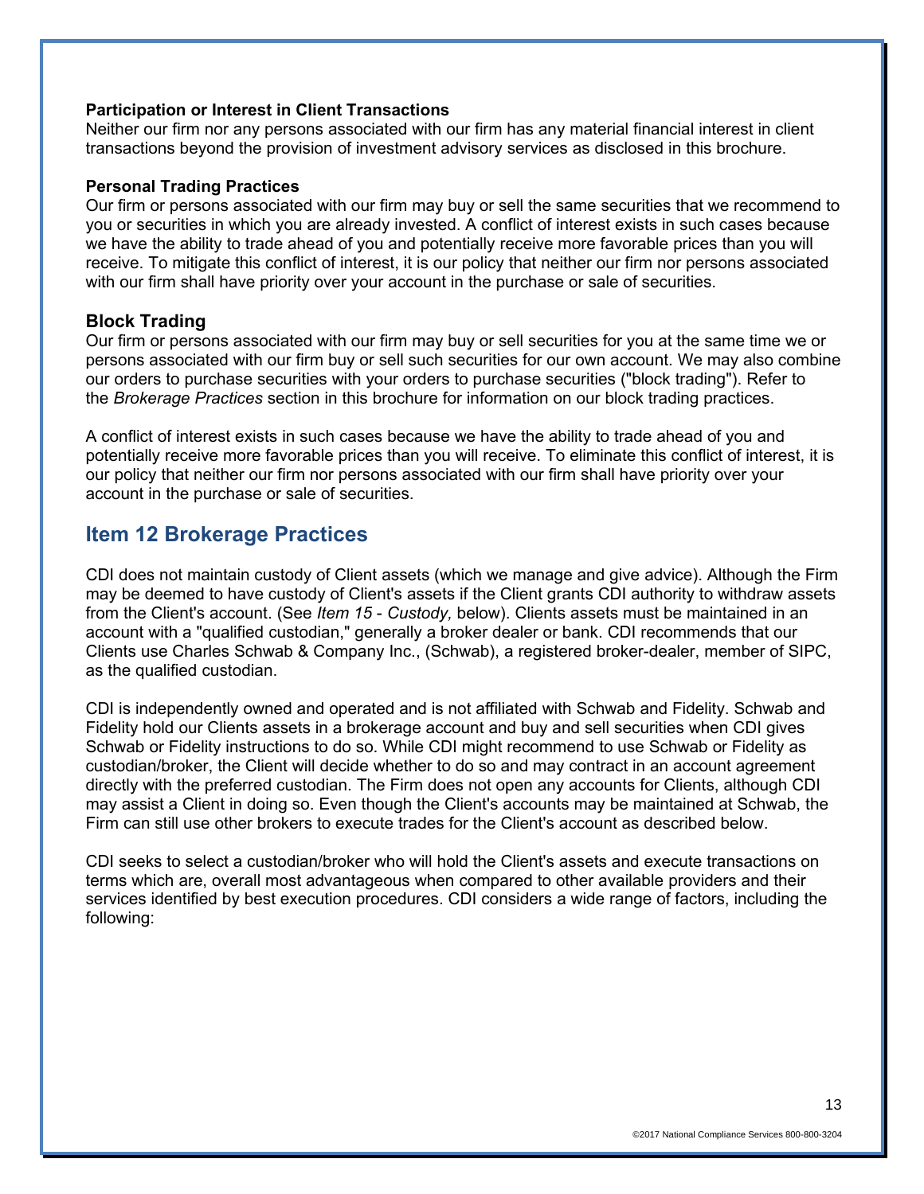**Participation or Interest in Client Transactions**
Neither our firm nor any persons associated with our firm has any material financial interest in client transactions beyond the provision of investment advisory services as disclosed in this brochure.

**Personal Trading Practices**
Our firm or persons associated with our firm may buy or sell the same securities that we recommend to you or securities in which you are already invested. A conflict of interest exists in such cases because we have the ability to trade ahead of you and potentially receive more favorable prices than you will receive. To mitigate this conflict of interest, it is our policy that neither our firm nor persons associated with our firm shall have priority over your account in the purchase or sale of securities.

### Block Trading

Our firm or persons associated with our firm may buy or sell securities for you at the same time we or persons associated with our firm buy or sell such securities for our own account. We may also combine our orders to purchase securities with your orders to purchase securities ("block trading"). Refer to the *Brokerage Practices* section in this brochure for information on our block trading practices.

A conflict of interest exists in such cases because we have the ability to trade ahead of you and potentially receive more favorable prices than you will receive. To eliminate this conflict of interest, it is our policy that neither our firm nor persons associated with our firm shall have priority over your account in the purchase or sale of securities.

## Item 12 Brokerage Practices

CDI does not maintain custody of Client assets (which we manage and give advice). Although the Firm may be deemed to have custody of Client's assets if the Client grants CDI authority to withdraw assets from the Client's account. (See *Item 15 - Custody,* below). Clients assets must be maintained in an account with a "qualified custodian," generally a broker dealer or bank. CDI recommends that our Clients use Charles Schwab & Company Inc., (Schwab), a registered broker-dealer, member of SIPC, as the qualified custodian.

CDI is independently owned and operated and is not affiliated with Schwab and Fidelity. Schwab and Fidelity hold our Clients assets in a brokerage account and buy and sell securities when CDI gives Schwab or Fidelity instructions to do so. While CDI might recommend to use Schwab or Fidelity as custodian/broker, the Client will decide whether to do so and may contract in an account agreement directly with the preferred custodian. The Firm does not open any accounts for Clients, although CDI may assist a Client in doing so. Even though the Client's accounts may be maintained at Schwab, the Firm can still use other brokers to execute trades for the Client's account as described below.

CDI seeks to select a custodian/broker who will hold the Client's assets and execute transactions on terms which are, overall most advantageous when compared to other available providers and their services identified by best execution procedures. CDI considers a wide range of factors, including the following: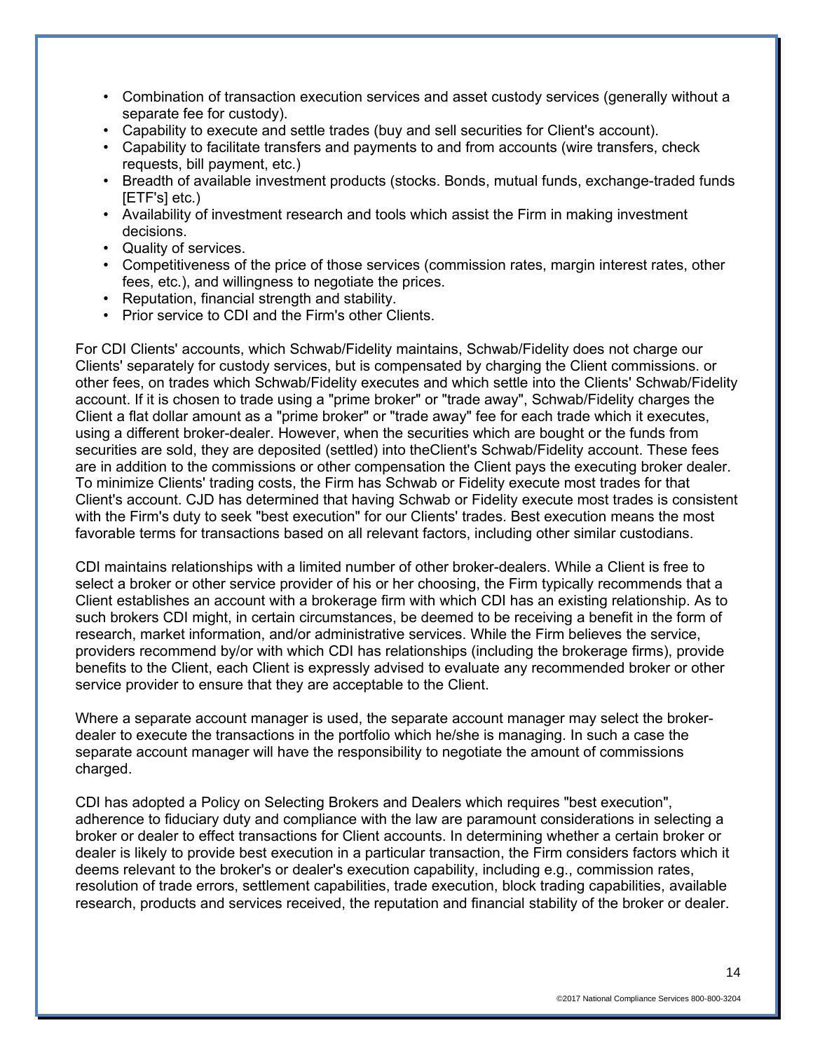- Combination of transaction execution services and asset custody services (generally without a separate fee for custody).
- Capability to execute and settle trades (buy and sell securities for Client's account).
- Capability to facilitate transfers and payments to and from accounts (wire transfers, check requests, bill payment, etc.)
- Breadth of available investment products (stocks. Bonds, mutual funds, exchange-traded funds [ETF's] etc.)
- Availability of investment research and tools which assist the Firm in making investment decisions.
- Quality of services.
- Competitiveness of the price of those services (commission rates, margin interest rates, other fees, etc.), and willingness to negotiate the prices.
- Reputation, financial strength and stability.
- Prior service to CDI and the Firm's other Clients.

For CDI Clients' accounts, which Schwab/Fidelity maintains, Schwab/Fidelity does not charge our Clients' separately for custody services, but is compensated by charging the Client commissions. or other fees, on trades which Schwab/Fidelity executes and which settle into the Clients' Schwab/Fidelity account. If it is chosen to trade using a "prime broker" or "trade away", Schwab/Fidelity charges the Client a flat dollar amount as a "prime broker" or "trade away" fee for each trade which it executes, using a different broker-dealer. However, when the securities which are bought or the funds from securities are sold, they are deposited (settled) into theClient's Schwab/Fidelity account. These fees are in addition to the commissions or other compensation the Client pays the executing broker dealer. To minimize Clients' trading costs, the Firm has Schwab or Fidelity execute most trades for that Client's account. CJD has determined that having Schwab or Fidelity execute most trades is consistent with the Firm's duty to seek "best execution" for our Clients' trades. Best execution means the most favorable terms for transactions based on all relevant factors, including other similar custodians.

CDI maintains relationships with a limited number of other broker-dealers. While a Client is free to select a broker or other service provider of his or her choosing, the Firm typically recommends that a Client establishes an account with a brokerage firm with which CDI has an existing relationship. As to such brokers CDI might, in certain circumstances, be deemed to be receiving a benefit in the form of research, market information, and/or administrative services. While the Firm believes the service, providers recommend by/or with which CDI has relationships (including the brokerage firms), provide benefits to the Client, each Client is expressly advised to evaluate any recommended broker or other service provider to ensure that they are acceptable to the Client.

Where a separate account manager is used, the separate account manager may select the broker-dealer to execute the transactions in the portfolio which he/she is managing. In such a case the separate account manager will have the responsibility to negotiate the amount of commissions charged.

CDI has adopted a Policy on Selecting Brokers and Dealers which requires "best execution", adherence to fiduciary duty and compliance with the law are paramount considerations in selecting a broker or dealer to effect transactions for Client accounts. In determining whether a certain broker or dealer is likely to provide best execution in a particular transaction, the Firm considers factors which it deems relevant to the broker's or dealer's execution capability, including e.g., commission rates, resolution of trade errors, settlement capabilities, trade execution, block trading capabilities, available research, products and services received, the reputation and financial stability of the broker or dealer.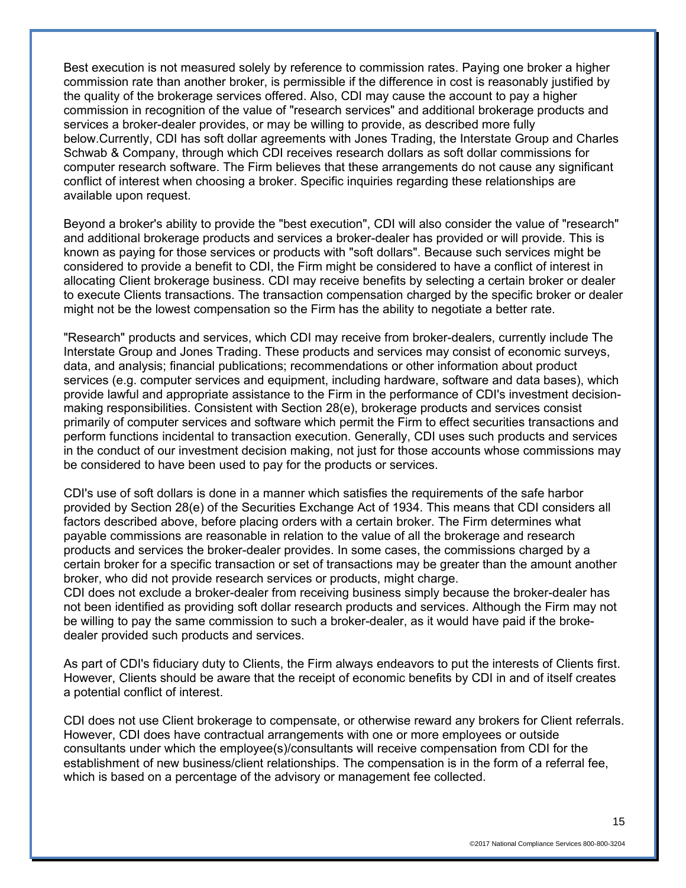Best execution is not measured solely by reference to commission rates. Paying one broker a higher commission rate than another broker, is permissible if the difference in cost is reasonably justified by the quality of the brokerage services offered. Also, CDI may cause the account to pay a higher commission in recognition of the value of "research services" and additional brokerage products and services a broker-dealer provides, or may be willing to provide, as described more fully below.Currently, CDI has soft dollar agreements with Jones Trading, the Interstate Group and Charles Schwab & Company, through which CDI receives research dollars as soft dollar commissions for computer research software. The Firm believes that these arrangements do not cause any significant conflict of interest when choosing a broker. Specific inquiries regarding these relationships are available upon request.

Beyond a broker's ability to provide the "best execution", CDI will also consider the value of "research" and additional brokerage products and services a broker-dealer has provided or will provide. This is known as paying for those services or products with "soft dollars". Because such services might be considered to provide a benefit to CDI, the Firm might be considered to have a conflict of interest in allocating Client brokerage business. CDI may receive benefits by selecting a certain broker or dealer to execute Clients transactions. The transaction compensation charged by the specific broker or dealer might not be the lowest compensation so the Firm has the ability to negotiate a better rate.

"Research" products and services, which CDI may receive from broker-dealers, currently include The Interstate Group and Jones Trading. These products and services may consist of economic surveys, data, and analysis; financial publications; recommendations or other information about product services (e.g. computer services and equipment, including hardware, software and data bases), which provide lawful and appropriate assistance to the Firm in the performance of CDI's investment decision-making responsibilities. Consistent with Section 28(e), brokerage products and services consist primarily of computer services and software which permit the Firm to effect securities transactions and perform functions incidental to transaction execution. Generally, CDI uses such products and services in the conduct of our investment decision making, not just for those accounts whose commissions may be considered to have been used to pay for the products or services.

CDI's use of soft dollars is done in a manner which satisfies the requirements of the safe harbor provided by Section 28(e) of the Securities Exchange Act of 1934. This means that CDI considers all factors described above, before placing orders with a certain broker. The Firm determines what payable commissions are reasonable in relation to the value of all the brokerage and research products and services the broker-dealer provides. In some cases, the commissions charged by a certain broker for a specific transaction or set of transactions may be greater than the amount another broker, who did not provide research services or products, might charge.
CDI does not exclude a broker-dealer from receiving business simply because the broker-dealer has not been identified as providing soft dollar research products and services. Although the Firm may not be willing to pay the same commission to such a broker-dealer, as it would have paid if the broke-dealer provided such products and services.

As part of CDI's fiduciary duty to Clients, the Firm always endeavors to put the interests of Clients first. However, Clients should be aware that the receipt of economic benefits by CDI in and of itself creates a potential conflict of interest.

CDI does not use Client brokerage to compensate, or otherwise reward any brokers for Client referrals. However, CDI does have contractual arrangements with one or more employees or outside consultants under which the employee(s)/consultants will receive compensation from CDI for the establishment of new business/client relationships. The compensation is in the form of a referral fee, which is based on a percentage of the advisory or management fee collected.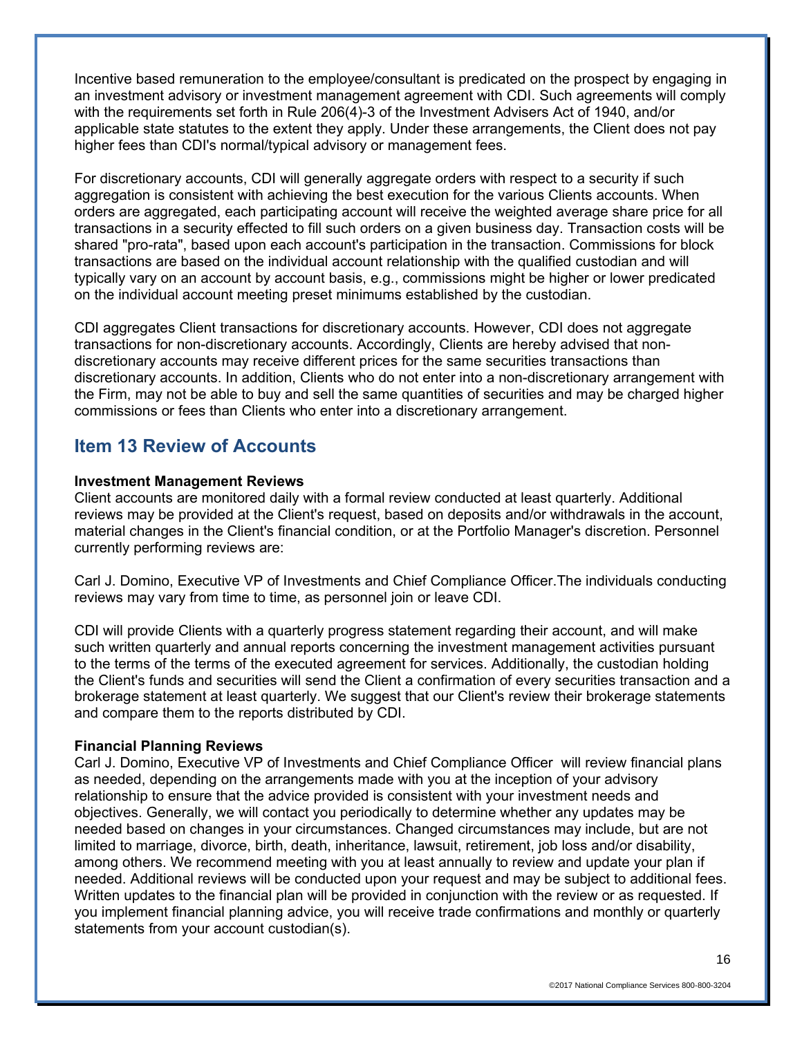Incentive based remuneration to the employee/consultant is predicated on the prospect by engaging in an investment advisory or investment management agreement with CDI. Such agreements will comply with the requirements set forth in Rule 206(4)-3 of the Investment Advisers Act of 1940, and/or applicable state statutes to the extent they apply. Under these arrangements, the Client does not pay higher fees than CDI's normal/typical advisory or management fees.

For discretionary accounts, CDI will generally aggregate orders with respect to a security if such aggregation is consistent with achieving the best execution for the various Clients accounts. When orders are aggregated, each participating account will receive the weighted average share price for all transactions in a security effected to fill such orders on a given business day. Transaction costs will be shared "pro-rata", based upon each account's participation in the transaction. Commissions for block transactions are based on the individual account relationship with the qualified custodian and will typically vary on an account by account basis, e.g., commissions might be higher or lower predicated on the individual account meeting preset minimums established by the custodian.

CDI aggregates Client transactions for discretionary accounts. However, CDI does not aggregate transactions for non-discretionary accounts. Accordingly, Clients are hereby advised that non-discretionary accounts may receive different prices for the same securities transactions than discretionary accounts. In addition, Clients who do not enter into a non-discretionary arrangement with the Firm, may not be able to buy and sell the same quantities of securities and may be charged higher commissions or fees than Clients who enter into a discretionary arrangement.

## Item 13 Review of Accounts

**Investment Management Reviews**
Client accounts are monitored daily with a formal review conducted at least quarterly. Additional reviews may be provided at the Client's request, based on deposits and/or withdrawals in the account, material changes in the Client's financial condition, or at the Portfolio Manager's discretion. Personnel currently performing reviews are:

Carl J. Domino, Executive VP of Investments and Chief Compliance Officer.The individuals conducting reviews may vary from time to time, as personnel join or leave CDI.

CDI will provide Clients with a quarterly progress statement regarding their account, and will make such written quarterly and annual reports concerning the investment management activities pursuant to the terms of the terms of the executed agreement for services. Additionally, the custodian holding the Client's funds and securities will send the Client a confirmation of every securities transaction and a brokerage statement at least quarterly. We suggest that our Client's review their brokerage statements and compare them to the reports distributed by CDI.

**Financial Planning Reviews**
Carl J. Domino, Executive VP of Investments and Chief Compliance Officer will review financial plans as needed, depending on the arrangements made with you at the inception of your advisory relationship to ensure that the advice provided is consistent with your investment needs and objectives. Generally, we will contact you periodically to determine whether any updates may be needed based on changes in your circumstances. Changed circumstances may include, but are not limited to marriage, divorce, birth, death, inheritance, lawsuit, retirement, job loss and/or disability, among others. We recommend meeting with you at least annually to review and update your plan if needed. Additional reviews will be conducted upon your request and may be subject to additional fees. Written updates to the financial plan will be provided in conjunction with the review or as requested. If you implement financial planning advice, you will receive trade confirmations and monthly or quarterly statements from your account custodian(s).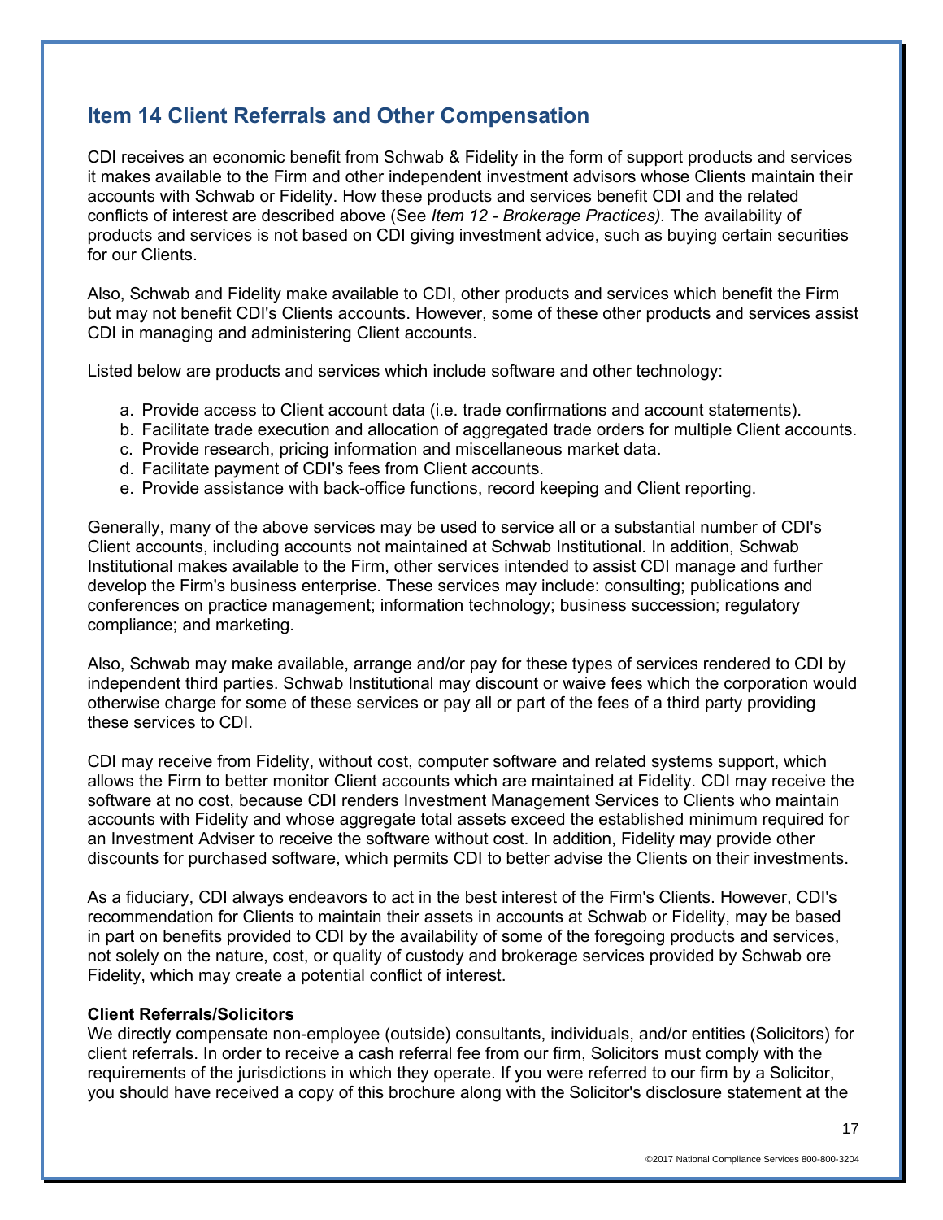## Item 14 Client Referrals and Other Compensation

CDI receives an economic benefit from Schwab & Fidelity in the form of support products and services it makes available to the Firm and other independent investment advisors whose Clients maintain their accounts with Schwab or Fidelity. How these products and services benefit CDI and the related conflicts of interest are described above (See *Item 12 - Brokerage Practices)*. The availability of products and services is not based on CDI giving investment advice, such as buying certain securities for our Clients.

Also, Schwab and Fidelity make available to CDI, other products and services which benefit the Firm but may not benefit CDI's Clients accounts. However, some of these other products and services assist CDI in managing and administering Client accounts.

Listed below are products and services which include software and other technology:

a. Provide access to Client account data (i.e. trade confirmations and account statements).
b. Facilitate trade execution and allocation of aggregated trade orders for multiple Client accounts.
c. Provide research, pricing information and miscellaneous market data.
d. Facilitate payment of CDI's fees from Client accounts.
e. Provide assistance with back-office functions, record keeping and Client reporting.

Generally, many of the above services may be used to service all or a substantial number of CDI's Client accounts, including accounts not maintained at Schwab Institutional. In addition, Schwab Institutional makes available to the Firm, other services intended to assist CDI manage and further develop the Firm's business enterprise. These services may include: consulting; publications and conferences on practice management; information technology; business succession; regulatory compliance; and marketing.

Also, Schwab may make available, arrange and/or pay for these types of services rendered to CDI by independent third parties. Schwab Institutional may discount or waive fees which the corporation would otherwise charge for some of these services or pay all or part of the fees of a third party providing these services to CDI.

CDI may receive from Fidelity, without cost, computer software and related systems support, which allows the Firm to better monitor Client accounts which are maintained at Fidelity. CDI may receive the software at no cost, because CDI renders Investment Management Services to Clients who maintain accounts with Fidelity and whose aggregate total assets exceed the established minimum required for an Investment Adviser to receive the software without cost. In addition, Fidelity may provide other discounts for purchased software, which permits CDI to better advise the Clients on their investments.

As a fiduciary, CDI always endeavors to act in the best interest of the Firm's Clients. However, CDI's recommendation for Clients to maintain their assets in accounts at Schwab or Fidelity, may be based in part on benefits provided to CDI by the availability of some of the foregoing products and services, not solely on the nature, cost, or quality of custody and brokerage services provided by Schwab ore Fidelity, which may create a potential conflict of interest.

**Client Referrals/Solicitors**
We directly compensate non-employee (outside) consultants, individuals, and/or entities (Solicitors) for client referrals. In order to receive a cash referral fee from our firm, Solicitors must comply with the requirements of the jurisdictions in which they operate. If you were referred to our firm by a Solicitor, you should have received a copy of this brochure along with the Solicitor's disclosure statement at the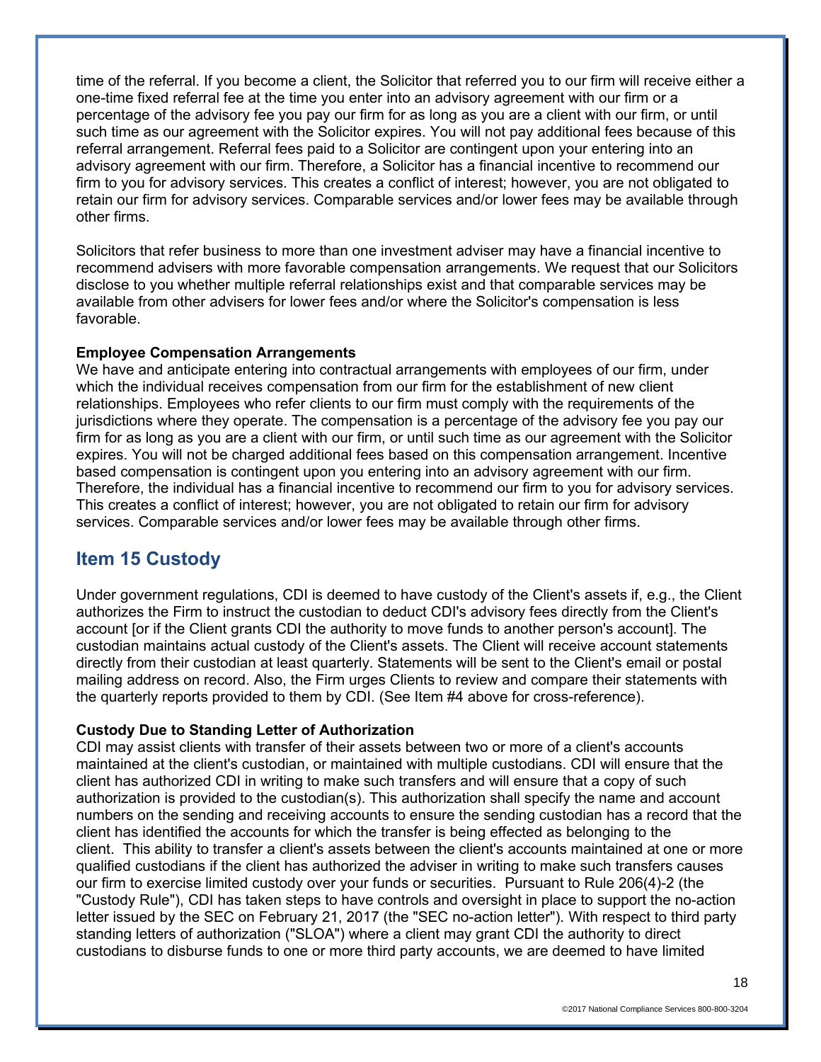time of the referral. If you become a client, the Solicitor that referred you to our firm will receive either a one-time fixed referral fee at the time you enter into an advisory agreement with our firm or a percentage of the advisory fee you pay our firm for as long as you are a client with our firm, or until such time as our agreement with the Solicitor expires. You will not pay additional fees because of this referral arrangement. Referral fees paid to a Solicitor are contingent upon your entering into an advisory agreement with our firm. Therefore, a Solicitor has a financial incentive to recommend our firm to you for advisory services. This creates a conflict of interest; however, you are not obligated to retain our firm for advisory services. Comparable services and/or lower fees may be available through other firms.

Solicitors that refer business to more than one investment adviser may have a financial incentive to recommend advisers with more favorable compensation arrangements. We request that our Solicitors disclose to you whether multiple referral relationships exist and that comparable services may be available from other advisers for lower fees and/or where the Solicitor's compensation is less favorable.

**Employee Compensation Arrangements**

We have and anticipate entering into contractual arrangements with employees of our firm, under which the individual receives compensation from our firm for the establishment of new client relationships. Employees who refer clients to our firm must comply with the requirements of the jurisdictions where they operate. The compensation is a percentage of the advisory fee you pay our firm for as long as you are a client with our firm, or until such time as our agreement with the Solicitor expires. You will not be charged additional fees based on this compensation arrangement. Incentive based compensation is contingent upon you entering into an advisory agreement with our firm. Therefore, the individual has a financial incentive to recommend our firm to you for advisory services. This creates a conflict of interest; however, you are not obligated to retain our firm for advisory services. Comparable services and/or lower fees may be available through other firms.

## Item 15 Custody

Under government regulations, CDI is deemed to have custody of the Client's assets if, e.g., the Client authorizes the Firm to instruct the custodian to deduct CDI's advisory fees directly from the Client's account [or if the Client grants CDI the authority to move funds to another person's account]. The custodian maintains actual custody of the Client's assets. The Client will receive account statements directly from their custodian at least quarterly. Statements will be sent to the Client's email or postal mailing address on record. Also, the Firm urges Clients to review and compare their statements with the quarterly reports provided to them by CDI. (See Item #4 above for cross-reference).

**Custody Due to Standing Letter of Authorization**

CDI may assist clients with transfer of their assets between two or more of a client's accounts maintained at the client's custodian, or maintained with multiple custodians. CDI will ensure that the client has authorized CDI in writing to make such transfers and will ensure that a copy of such authorization is provided to the custodian(s). This authorization shall specify the name and account numbers on the sending and receiving accounts to ensure the sending custodian has a record that the client has identified the accounts for which the transfer is being effected as belonging to the client. This ability to transfer a client's assets between the client's accounts maintained at one or more qualified custodians if the client has authorized the adviser in writing to make such transfers causes our firm to exercise limited custody over your funds or securities. Pursuant to Rule 206(4)-2 (the "Custody Rule"), CDI has taken steps to have controls and oversight in place to support the no-action letter issued by the SEC on February 21, 2017 (the "SEC no-action letter"). With respect to third party standing letters of authorization ("SLOA") where a client may grant CDI the authority to direct custodians to disburse funds to one or more third party accounts, we are deemed to have limited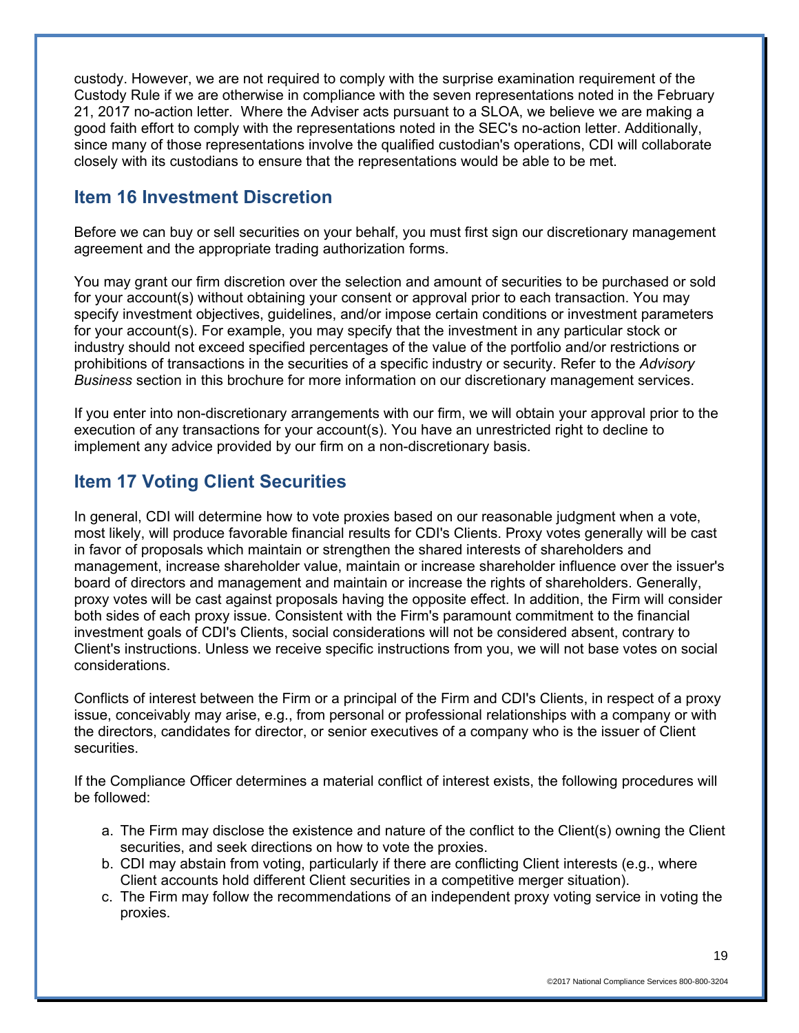custody. However, we are not required to comply with the surprise examination requirement of the Custody Rule if we are otherwise in compliance with the seven representations noted in the February 21, 2017 no-action letter. Where the Adviser acts pursuant to a SLOA, we believe we are making a good faith effort to comply with the representations noted in the SEC's no-action letter. Additionally, since many of those representations involve the qualified custodian's operations, CDI will collaborate closely with its custodians to ensure that the representations would be able to be met.

## Item 16 Investment Discretion

Before we can buy or sell securities on your behalf, you must first sign our discretionary management agreement and the appropriate trading authorization forms.

You may grant our firm discretion over the selection and amount of securities to be purchased or sold for your account(s) without obtaining your consent or approval prior to each transaction. You may specify investment objectives, guidelines, and/or impose certain conditions or investment parameters for your account(s). For example, you may specify that the investment in any particular stock or industry should not exceed specified percentages of the value of the portfolio and/or restrictions or prohibitions of transactions in the securities of a specific industry or security. Refer to the *Advisory Business* section in this brochure for more information on our discretionary management services.

If you enter into non-discretionary arrangements with our firm, we will obtain your approval prior to the execution of any transactions for your account(s). You have an unrestricted right to decline to implement any advice provided by our firm on a non-discretionary basis.

## Item 17 Voting Client Securities

In general, CDI will determine how to vote proxies based on our reasonable judgment when a vote, most likely, will produce favorable financial results for CDI's Clients. Proxy votes generally will be cast in favor of proposals which maintain or strengthen the shared interests of shareholders and management, increase shareholder value, maintain or increase shareholder influence over the issuer's board of directors and management and maintain or increase the rights of shareholders. Generally, proxy votes will be cast against proposals having the opposite effect. In addition, the Firm will consider both sides of each proxy issue. Consistent with the Firm's paramount commitment to the financial investment goals of CDI's Clients, social considerations will not be considered absent, contrary to Client's instructions. Unless we receive specific instructions from you, we will not base votes on social considerations.

Conflicts of interest between the Firm or a principal of the Firm and CDI's Clients, in respect of a proxy issue, conceivably may arise, e.g., from personal or professional relationships with a company or with the directors, candidates for director, or senior executives of a company who is the issuer of Client securities.

If the Compliance Officer determines a material conflict of interest exists, the following procedures will be followed:

a. The Firm may disclose the existence and nature of the conflict to the Client(s) owning the Client securities, and seek directions on how to vote the proxies.
b. CDI may abstain from voting, particularly if there are conflicting Client interests (e.g., where Client accounts hold different Client securities in a competitive merger situation).
c. The Firm may follow the recommendations of an independent proxy voting service in voting the proxies.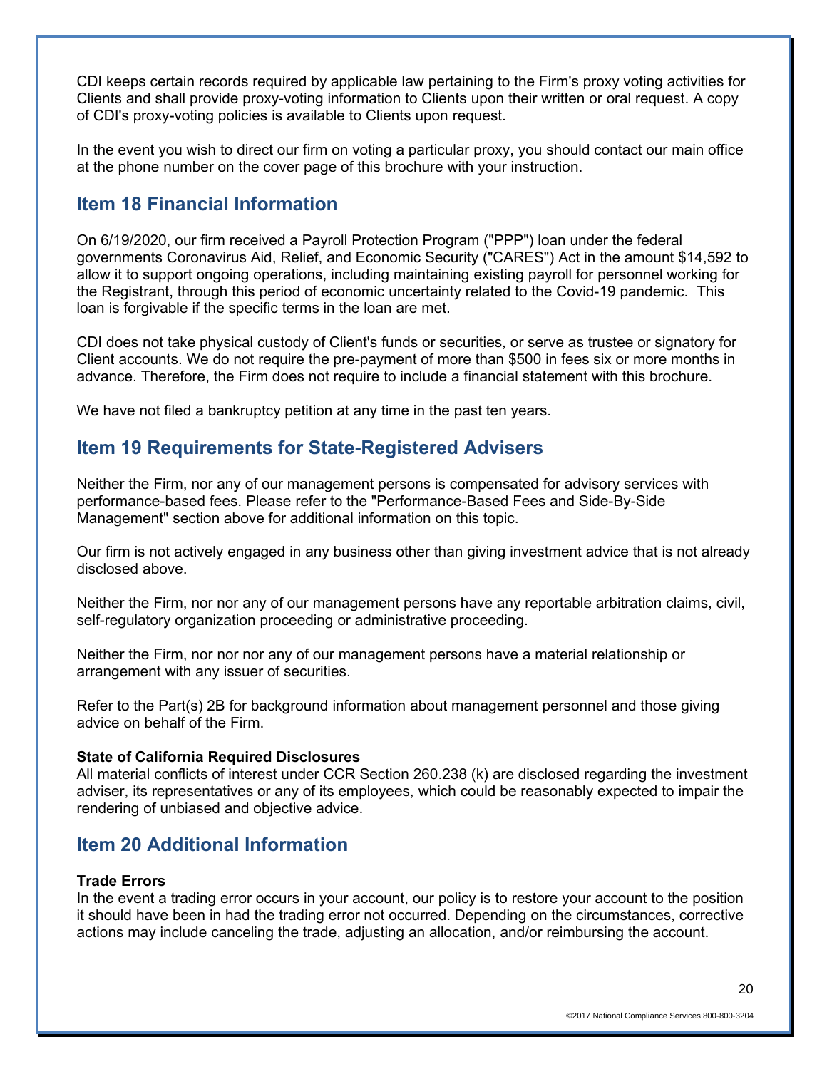CDI keeps certain records required by applicable law pertaining to the Firm's proxy voting activities for Clients and shall provide proxy-voting information to Clients upon their written or oral request. A copy of CDI's proxy-voting policies is available to Clients upon request.

In the event you wish to direct our firm on voting a particular proxy, you should contact our main office at the phone number on the cover page of this brochure with your instruction.

## Item 18 Financial Information

On 6/19/2020, our firm received a Payroll Protection Program ("PPP") loan under the federal governments Coronavirus Aid, Relief, and Economic Security ("CARES") Act in the amount $14,592 to allow it to support ongoing operations, including maintaining existing payroll for personnel working for the Registrant, through this period of economic uncertainty related to the Covid-19 pandemic. This loan is forgivable if the specific terms in the loan are met.

CDI does not take physical custody of Client's funds or securities, or serve as trustee or signatory for Client accounts. We do not require the pre-payment of more than $500 in fees six or more months in advance. Therefore, the Firm does not require to include a financial statement with this brochure.

We have not filed a bankruptcy petition at any time in the past ten years.

## Item 19 Requirements for State-Registered Advisers

Neither the Firm, nor any of our management persons is compensated for advisory services with performance-based fees. Please refer to the "Performance-Based Fees and Side-By-Side Management" section above for additional information on this topic.

Our firm is not actively engaged in any business other than giving investment advice that is not already disclosed above.

Neither the Firm, nor nor any of our management persons have any reportable arbitration claims, civil, self-regulatory organization proceeding or administrative proceeding.

Neither the Firm, nor nor nor any of our management persons have a material relationship or arrangement with any issuer of securities.

Refer to the Part(s) 2B for background information about management personnel and those giving advice on behalf of the Firm.

**State of California Required Disclosures**
All material conflicts of interest under CCR Section 260.238 (k) are disclosed regarding the investment adviser, its representatives or any of its employees, which could be reasonably expected to impair the rendering of unbiased and objective advice.

## Item 20 Additional Information

**Trade Errors**
In the event a trading error occurs in your account, our policy is to restore your account to the position it should have been in had the trading error not occurred. Depending on the circumstances, corrective actions may include canceling the trade, adjusting an allocation, and/or reimbursing the account.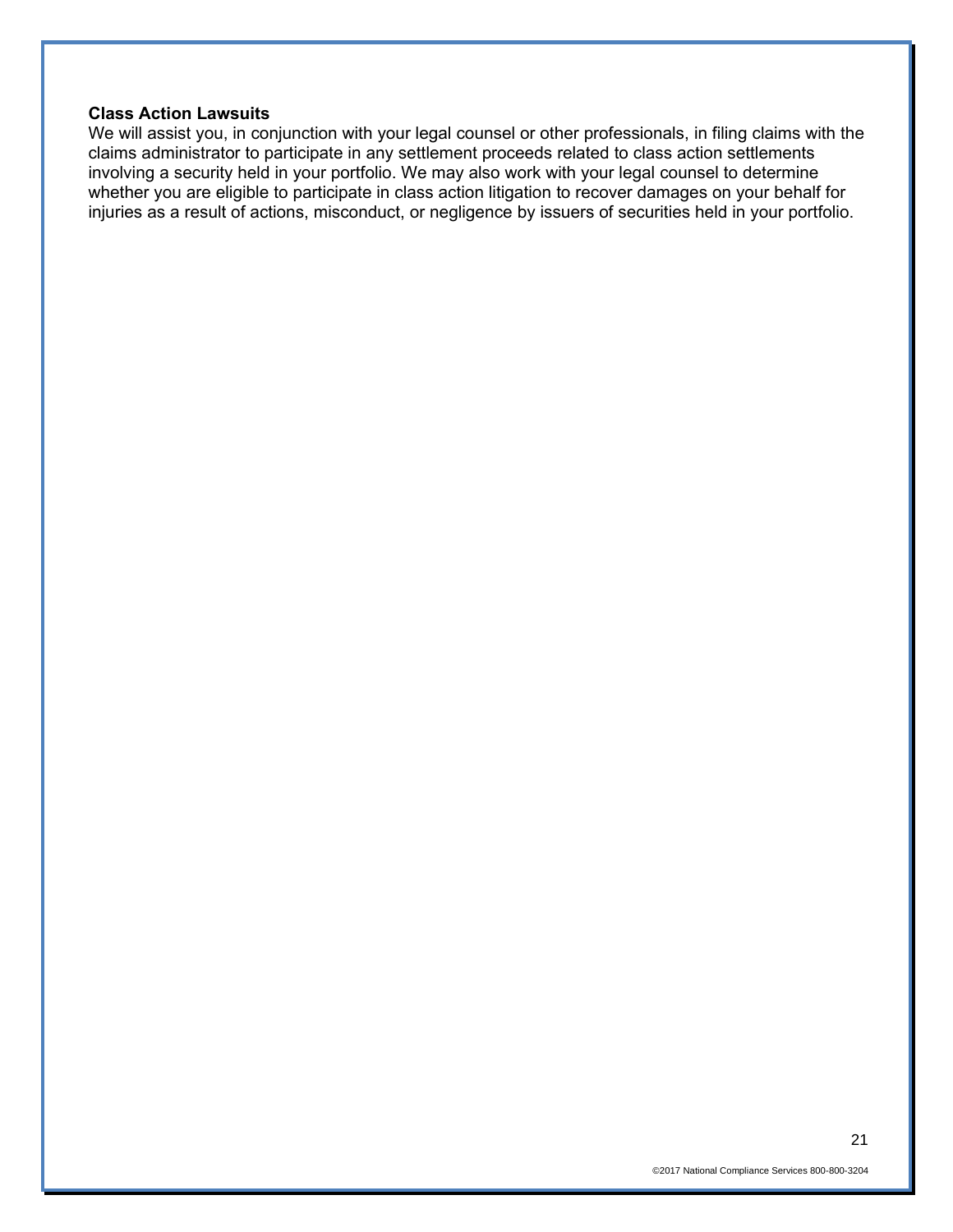**Class Action Lawsuits**

We will assist you, in conjunction with your legal counsel or other professionals, in filing claims with the claims administrator to participate in any settlement proceeds related to class action settlements involving a security held in your portfolio. We may also work with your legal counsel to determine whether you are eligible to participate in class action litigation to recover damages on your behalf for injuries as a result of actions, misconduct, or negligence by issuers of securities held in your portfolio.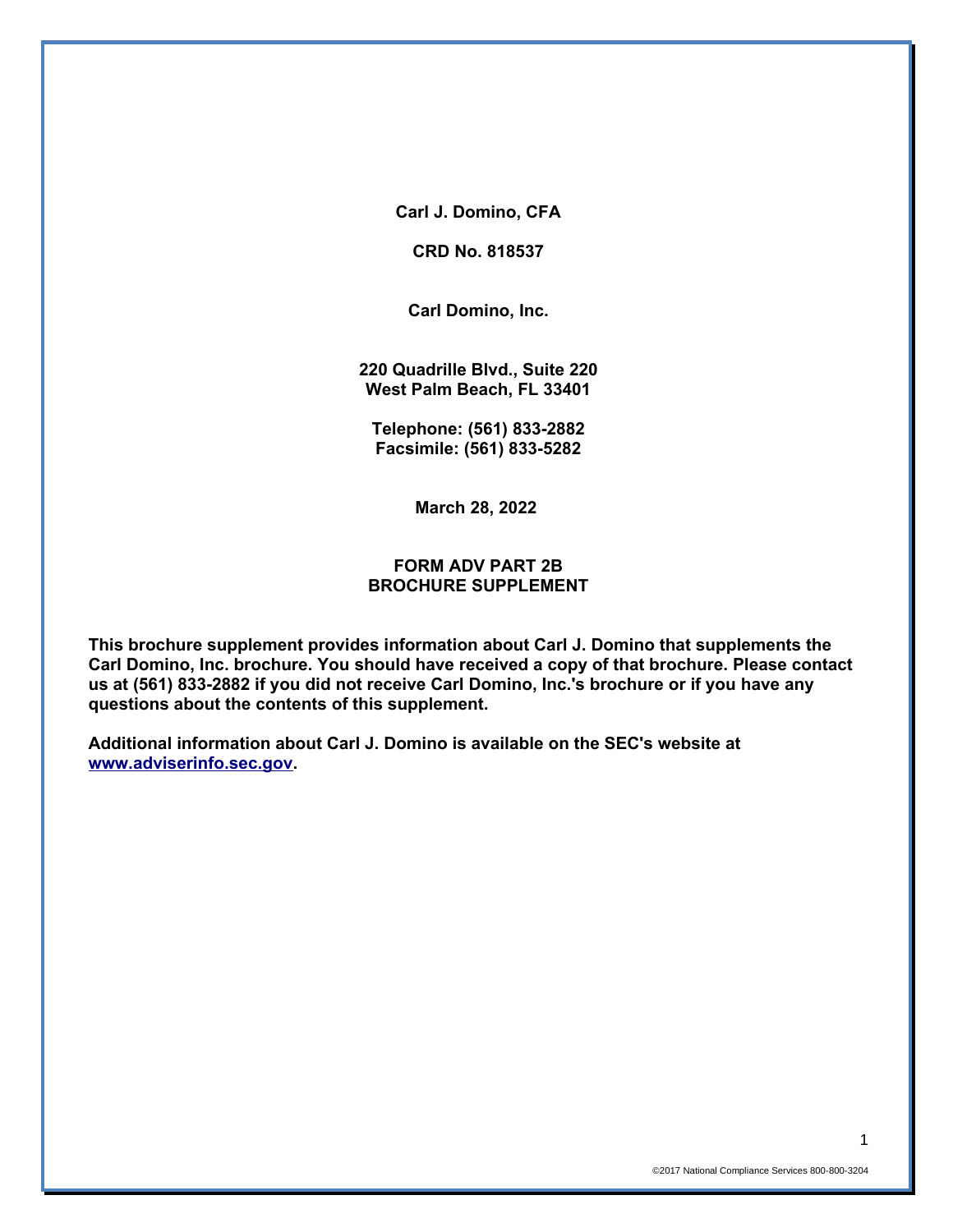**Carl J. Domino, CFA**

**CRD No. 818537**

**Carl Domino, Inc.**

**220 Quadrille Blvd., Suite 220**
**West Palm Beach, FL 33401**

**Telephone: (561) 833-2882**
**Facsimile: (561) 833-5282**

**March 28, 2022**

**FORM ADV PART 2B**
**BROCHURE SUPPLEMENT**

**This brochure supplement provides information about Carl J. Domino that supplements the Carl Domino, Inc. brochure. You should have received a copy of that brochure. Please contact us at (561) 833-2882 if you did not receive Carl Domino, Inc.'s brochure or if you have any questions about the contents of this supplement.**

**Additional information about Carl J. Domino is available on the SEC's website at [www.adviserinfo.sec.gov](http://www.adviserinfo.sec.gov).**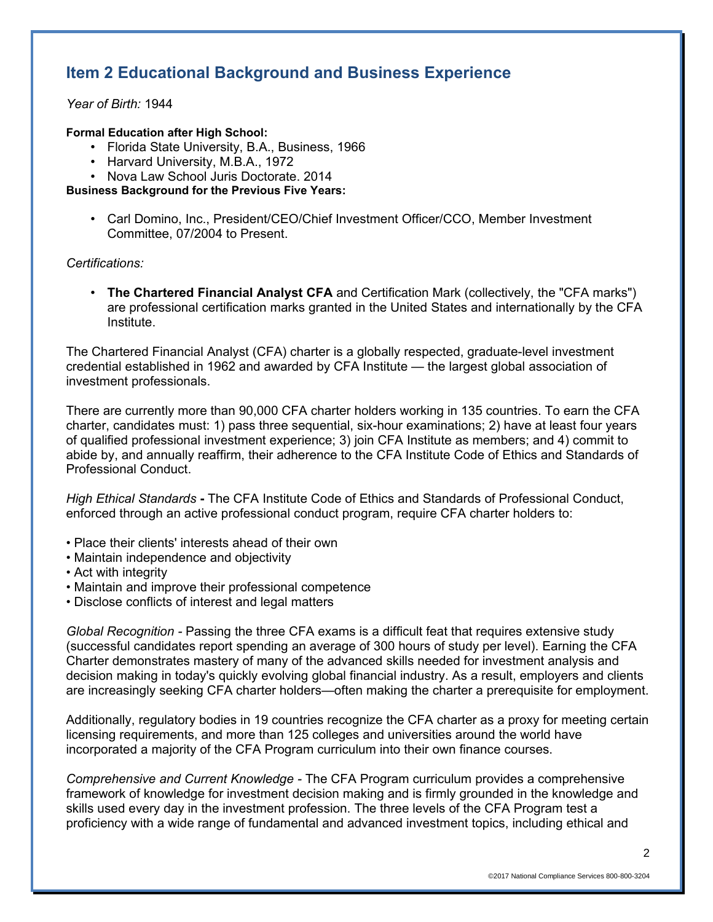## Item 2 Educational Background and Business Experience

*Year of Birth:* 1944

**Formal Education after High School:**

- Florida State University, B.A., Business, 1966
- Harvard University, M.B.A., 1972
- Nova Law School Juris Doctorate. 2014

**Business Background for the Previous Five Years:**

- Carl Domino, Inc., President/CEO/Chief Investment Officer/CCO, Member Investment Committee, 07/2004 to Present.

*Certifications:*

- **The Chartered Financial Analyst CFA** and Certification Mark (collectively, the "CFA marks") are professional certification marks granted in the United States and internationally by the CFA Institute.

The Chartered Financial Analyst (CFA) charter is a globally respected, graduate-level investment credential established in 1962 and awarded by CFA Institute — the largest global association of investment professionals.

There are currently more than 90,000 CFA charter holders working in 135 countries. To earn the CFA charter, candidates must: 1) pass three sequential, six-hour examinations; 2) have at least four years of qualified professional investment experience; 3) join CFA Institute as members; and 4) commit to abide by, and annually reaffirm, their adherence to the CFA Institute Code of Ethics and Standards of Professional Conduct.

*High Ethical Standards* **-** The CFA Institute Code of Ethics and Standards of Professional Conduct, enforced through an active professional conduct program, require CFA charter holders to:

- Place their clients' interests ahead of their own
- Maintain independence and objectivity
- Act with integrity
- Maintain and improve their professional competence
- Disclose conflicts of interest and legal matters

*Global Recognition* - Passing the three CFA exams is a difficult feat that requires extensive study (successful candidates report spending an average of 300 hours of study per level). Earning the CFA Charter demonstrates mastery of many of the advanced skills needed for investment analysis and decision making in today's quickly evolving global financial industry. As a result, employers and clients are increasingly seeking CFA charter holders—often making the charter a prerequisite for employment.

Additionally, regulatory bodies in 19 countries recognize the CFA charter as a proxy for meeting certain licensing requirements, and more than 125 colleges and universities around the world have incorporated a majority of the CFA Program curriculum into their own finance courses.

*Comprehensive and Current Knowledge* - The CFA Program curriculum provides a comprehensive framework of knowledge for investment decision making and is firmly grounded in the knowledge and skills used every day in the investment profession. The three levels of the CFA Program test a proficiency with a wide range of fundamental and advanced investment topics, including ethical and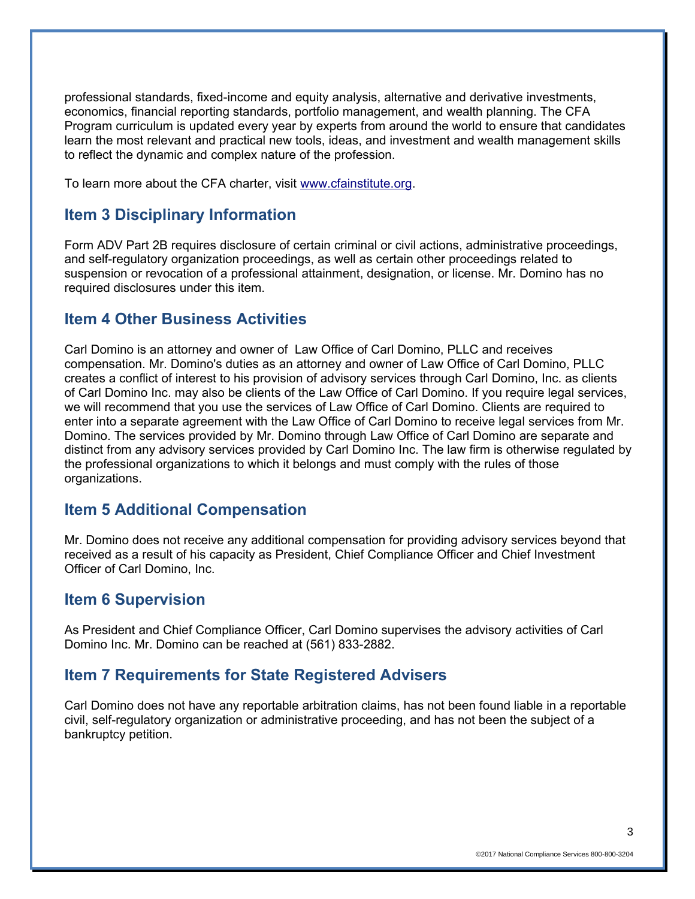professional standards, fixed-income and equity analysis, alternative and derivative investments, economics, financial reporting standards, portfolio management, and wealth planning. The CFA Program curriculum is updated every year by experts from around the world to ensure that candidates learn the most relevant and practical new tools, ideas, and investment and wealth management skills to reflect the dynamic and complex nature of the profession.

To learn more about the CFA charter, visit www.cfainstitute.org.

## Item 3 Disciplinary Information

Form ADV Part 2B requires disclosure of certain criminal or civil actions, administrative proceedings, and self-regulatory organization proceedings, as well as certain other proceedings related to suspension or revocation of a professional attainment, designation, or license. Mr. Domino has no required disclosures under this item.

## Item 4 Other Business Activities

Carl Domino is an attorney and owner of Law Office of Carl Domino, PLLC and receives compensation. Mr. Domino's duties as an attorney and owner of Law Office of Carl Domino, PLLC creates a conflict of interest to his provision of advisory services through Carl Domino, Inc. as clients of Carl Domino Inc. may also be clients of the Law Office of Carl Domino. If you require legal services, we will recommend that you use the services of Law Office of Carl Domino. Clients are required to enter into a separate agreement with the Law Office of Carl Domino to receive legal services from Mr. Domino. The services provided by Mr. Domino through Law Office of Carl Domino are separate and distinct from any advisory services provided by Carl Domino Inc. The law firm is otherwise regulated by the professional organizations to which it belongs and must comply with the rules of those organizations.

## Item 5 Additional Compensation

Mr. Domino does not receive any additional compensation for providing advisory services beyond that received as a result of his capacity as President, Chief Compliance Officer and Chief Investment Officer of Carl Domino, Inc.

## Item 6 Supervision

As President and Chief Compliance Officer, Carl Domino supervises the advisory activities of Carl Domino Inc. Mr. Domino can be reached at (561) 833-2882.

## Item 7 Requirements for State Registered Advisers

Carl Domino does not have any reportable arbitration claims, has not been found liable in a reportable civil, self-regulatory organization or administrative proceeding, and has not been the subject of a bankruptcy petition.